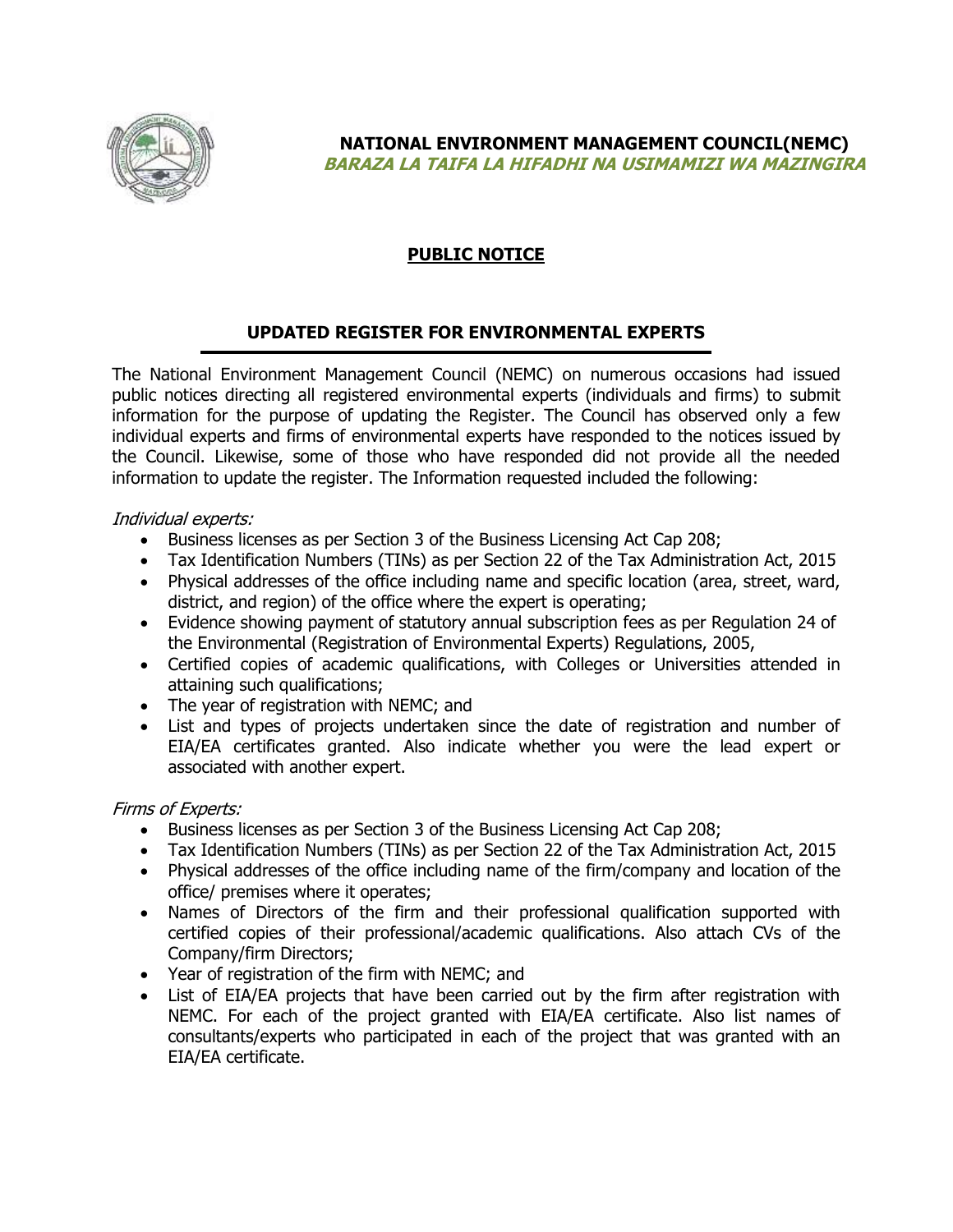**NATIONAL ENVIRONMENT MANAGEMENT COUNCIL(NEMC)**
***BARAZA LA TAIFA LA HIFADHI NA USIMAMIZI WA MAZINGIRA***

# PUBLIC NOTICE

## UPDATED REGISTER FOR ENVIRONMENTAL EXPERTS

The National Environment Management Council (NEMC) on numerous occasions had issued public notices directing all registered environmental experts (individuals and firms) to submit information for the purpose of updating the Register. The Council has observed only a few individual experts and firms of environmental experts have responded to the notices issued by the Council. Likewise, some of those who have responded did not provide all the needed information to update the register. The Information requested included the following:

*Individual experts:*

- Business licenses as per Section 3 of the Business Licensing Act Cap 208;
- Tax Identification Numbers (TINs) as per Section 22 of the Tax Administration Act, 2015
- Physical addresses of the office including name and specific location (area, street, ward, district, and region) of the office where the expert is operating;
- Evidence showing payment of statutory annual subscription fees as per Regulation 24 of the Environmental (Registration of Environmental Experts) Regulations, 2005,
- Certified copies of academic qualifications, with Colleges or Universities attended in attaining such qualifications;
- The year of registration with NEMC; and
- List and types of projects undertaken since the date of registration and number of EIA/EA certificates granted. Also indicate whether you were the lead expert or associated with another expert.

*Firms of Experts:*

- Business licenses as per Section 3 of the Business Licensing Act Cap 208;
- Tax Identification Numbers (TINs) as per Section 22 of the Tax Administration Act, 2015
- Physical addresses of the office including name of the firm/company and location of the office/ premises where it operates;
- Names of Directors of the firm and their professional qualification supported with certified copies of their professional/academic qualifications. Also attach CVs of the Company/firm Directors;
- Year of registration of the firm with NEMC; and
- List of EIA/EA projects that have been carried out by the firm after registration with NEMC. For each of the project granted with EIA/EA certificate. Also list names of consultants/experts who participated in each of the project that was granted with an EIA/EA certificate.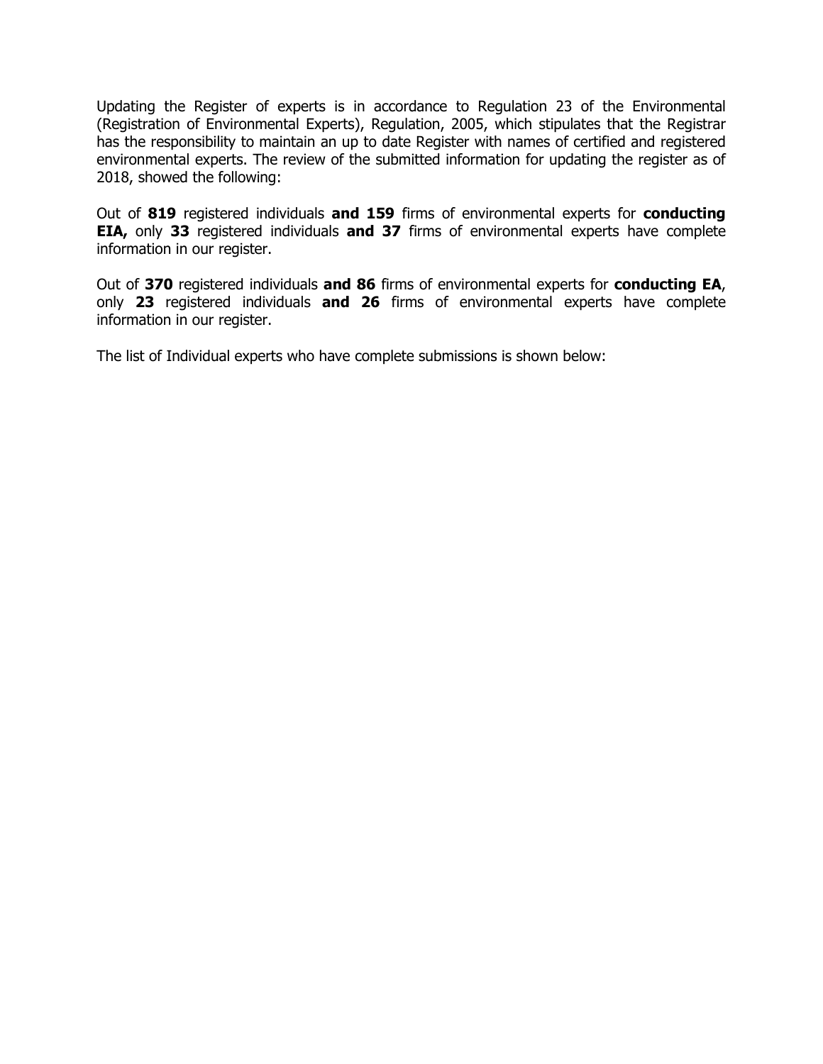Updating the Register of experts is in accordance to Regulation 23 of the Environmental (Registration of Environmental Experts), Regulation, 2005, which stipulates that the Registrar has the responsibility to maintain an up to date Register with names of certified and registered environmental experts. The review of the submitted information for updating the register as of 2018, showed the following:

Out of **819** registered individuals **and 159** firms of environmental experts for **conducting EIA,** only **33** registered individuals **and 37** firms of environmental experts have complete information in our register.

Out of **370** registered individuals **and 86** firms of environmental experts for **conducting EA**, only **23** registered individuals **and 26** firms of environmental experts have complete information in our register.

The list of Individual experts who have complete submissions is shown below: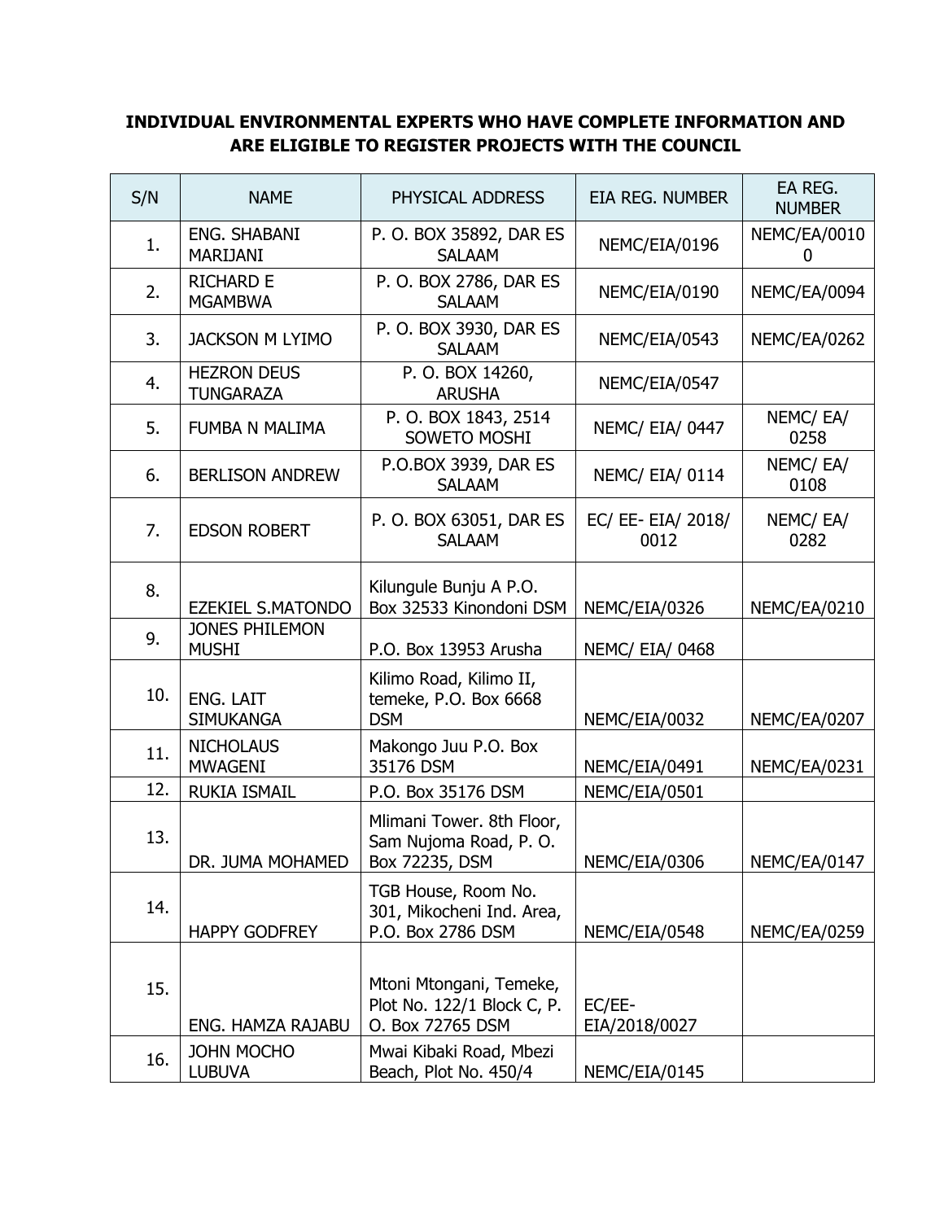**INDIVIDUAL ENVIRONMENTAL EXPERTS WHO HAVE COMPLETE INFORMATION AND ARE ELIGIBLE TO REGISTER PROJECTS WITH THE COUNCIL**

| S/N | NAME | PHYSICAL ADDRESS | EIA REG. NUMBER | EA REG. NUMBER |
|---|---|---|---|---|
| 1. | ENG. SHABANI MARIJANI | P. O. BOX 35892, DAR ES SALAAM | NEMC/EIA/0196 | NEMC/EA/00100 |
| 2. | RICHARD E MGAMBWA | P. O. BOX 2786, DAR ES SALAAM | NEMC/EIA/0190 | NEMC/EA/0094 |
| 3. | JACKSON M LYIMO | P. O. BOX 3930, DAR ES SALAAM | NEMC/EIA/0543 | NEMC/EA/0262 |
| 4. | HEZRON DEUS TUNGARAZA | P. O. BOX 14260, ARUSHA | NEMC/EIA/0547 | |
| 5. | FUMBA N MALIMA | P. O. BOX 1843, 2514 SOWETO MOSHI | NEMC/ EIA/ 0447 | NEMC/ EA/ 0258 |
| 6. | BERLISON ANDREW | P.O.BOX 3939, DAR ES SALAAM | NEMC/ EIA/ 0114 | NEMC/ EA/ 0108 |
| 7. | EDSON ROBERT | P. O. BOX 63051, DAR ES SALAAM | EC/ EE- EIA/ 2018/ 0012 | NEMC/ EA/ 0282 |
| 8. | EZEKIEL S.MATONDO | Kilungule Bunju A P.O. Box 32533 Kinondoni DSM | NEMC/EIA/0326 | NEMC/EA/0210 |
| 9. | JONES PHILEMON MUSHI | P.O. Box 13953 Arusha | NEMC/ EIA/ 0468 | |
| 10. | ENG. LAIT SIMUKANGA | Kilimo Road, Kilimo II, temeke, P.O. Box 6668 DSM | NEMC/EIA/0032 | NEMC/EA/0207 |
| 11. | NICHOLAUS MWAGENI | Makongo Juu P.O. Box 35176 DSM | NEMC/EIA/0491 | NEMC/EA/0231 |
| 12. | RUKIA ISMAIL | P.O. Box 35176 DSM | NEMC/EIA/0501 | |
| 13. | DR. JUMA MOHAMED | Mlimani Tower. 8th Floor, Sam Nujoma Road, P. O. Box 72235, DSM | NEMC/EIA/0306 | NEMC/EA/0147 |
| 14. | HAPPY GODFREY | TGB House, Room No. 301, Mikocheni Ind. Area, P.O. Box 2786 DSM | NEMC/EIA/0548 | NEMC/EA/0259 |
| 15. | ENG. HAMZA RAJABU | Mtoni Mtongani, Temeke, Plot No. 122/1 Block C, P. O. Box 72765 DSM | EC/EE-EIA/2018/0027 | |
| 16. | JOHN MOCHO LUBUVA | Mwai Kibaki Road, Mbezi Beach, Plot No. 450/4 | NEMC/EIA/0145 | |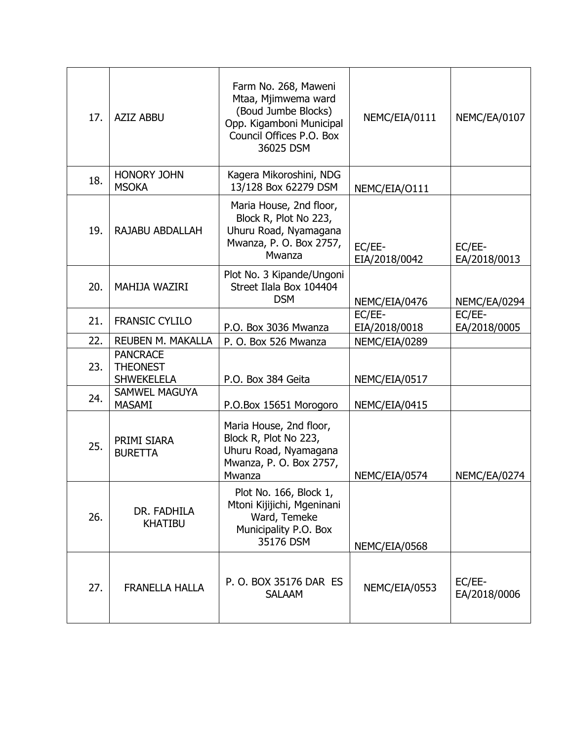| 17. | AZIZ ABBU | Farm No. 268, Maweni Mtaa, Mjimwema ward (Boud Jumbe Blocks) Opp. Kigamboni Municipal Council Offices P.O. Box 36025 DSM | NEMC/EIA/0111 | NEMC/EA/0107 |
|---|---|---|---|---|
| 18. | HONORY JOHN MSOKA | Kagera Mikoroshini, NDG 13/128 Box 62279 DSM | NEMC/EIA/O111 | |
| 19. | RAJABU ABDALLAH | Maria House, 2nd floor, Block R, Plot No 223, Uhuru Road, Nyamagana Mwanza, P. O. Box 2757, Mwanza | EC/EE-EIA/2018/0042 | EC/EE-EA/2018/0013 |
| 20. | MAHIJA WAZIRI | Plot No. 3 Kipande/Ungoni Street Ilala Box 104404 DSM | NEMC/EIA/0476 | NEMC/EA/0294 |
| 21. | FRANSIC CYLILO | P.O. Box 3036 Mwanza | EC/EE-EIA/2018/0018 | EC/EE-EA/2018/0005 |
| 22. | REUBEN M. MAKALLA | P. O. Box 526 Mwanza | NEMC/EIA/0289 | |
| 23. | PANCRACE THEONEST SHWEKELELA | P.O. Box 384 Geita | NEMC/EIA/0517 | |
| 24. | SAMWEL MAGUYA MASAMI | P.O.Box 15651 Morogoro | NEMC/EIA/0415 | |
| 25. | PRIMI SIARA BURETTA | Maria House, 2nd floor, Block R, Plot No 223, Uhuru Road, Nyamagana Mwanza, P. O. Box 2757, Mwanza | NEMC/EIA/0574 | NEMC/EA/0274 |
| 26. | DR. FADHILA KHATIBU | Plot No. 166, Block 1, Mtoni Kijijichi, Mgeninani Ward, Temeke Municipality P.O. Box 35176 DSM | NEMC/EIA/0568 | |
| 27. | FRANELLA HALLA | P. O. BOX 35176 DAR ES SALAAM | NEMC/EIA/0553 | EC/EE-EA/2018/0006 |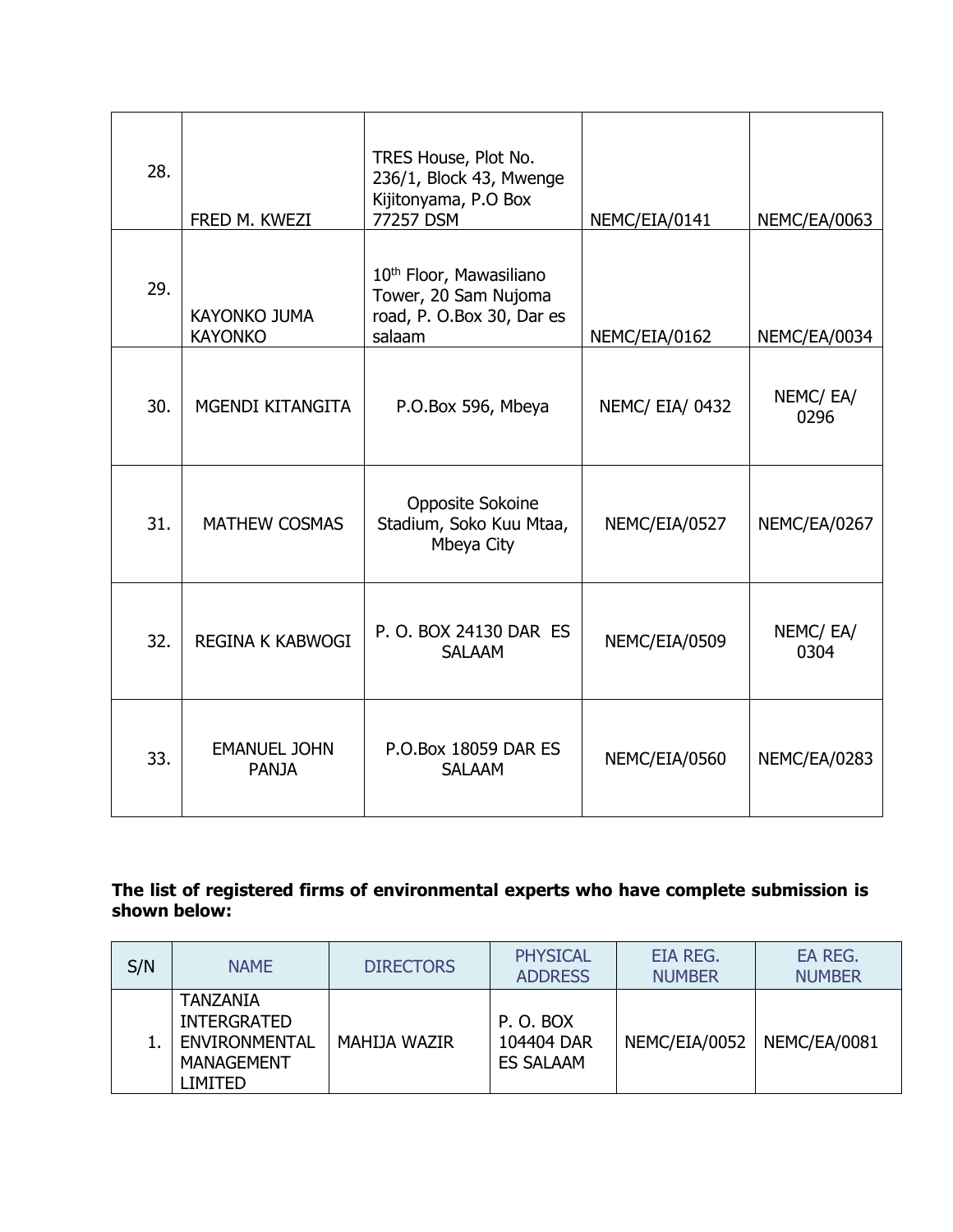| | | | | |
|---|---|---|---|---|
| 28. | FRED M. KWEZI | TRES House, Plot No. 236/1, Block 43, Mwenge Kijitonyama, P.O Box 77257 DSM | NEMC/EIA/0141 | NEMC/EA/0063 |
| 29. | KAYONKO JUMA KAYONKO | 10th Floor, Mawasiliano Tower, 20 Sam Nujoma road, P. O.Box 30, Dar es salaam | NEMC/EIA/0162 | NEMC/EA/0034 |
| 30. | MGENDI KITANGITA | P.O.Box 596, Mbeya | NEMC/ EIA/ 0432 | NEMC/ EA/ 0296 |
| 31. | MATHEW COSMAS | Opposite Sokoine Stadium, Soko Kuu Mtaa, Mbeya City | NEMC/EIA/0527 | NEMC/EA/0267 |
| 32. | REGINA K KABWOGI | P. O. BOX 24130 DAR ES SALAAM | NEMC/EIA/0509 | NEMC/ EA/ 0304 |
| 33. | EMANUEL JOHN PANJA | P.O.Box 18059 DAR ES SALAAM | NEMC/EIA/0560 | NEMC/EA/0283 |

**The list of registered firms of environmental experts who have complete submission is shown below:**

| S/N | NAME | DIRECTORS | PHYSICAL ADDRESS | EIA REG. NUMBER | EA REG. NUMBER |
|---|---|---|---|---|---|
| 1. | TANZANIA INTERGRATED ENVIRONMENTAL MANAGEMENT LIMITED | MAHIJA WAZIR | P. O. BOX 104404 DAR ES SALAAM | NEMC/EIA/0052 | NEMC/EA/0081 |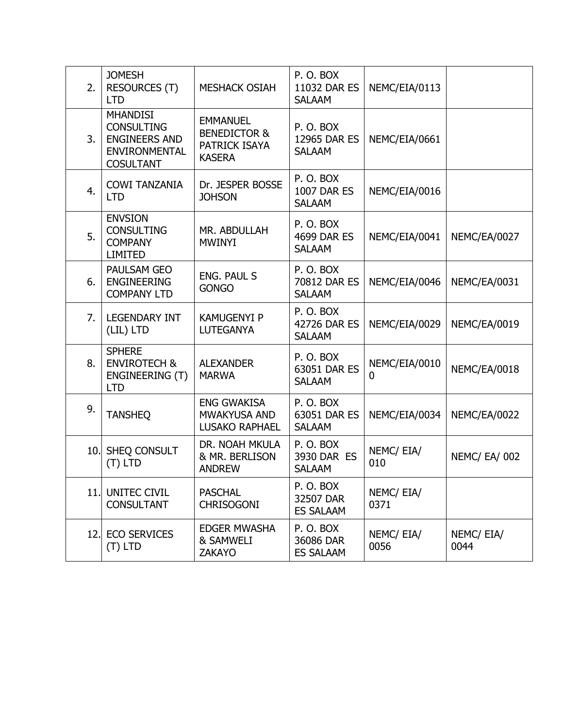| | | | | | |
|---|---|---|---|---|---|
| 2. | JOMESH RESOURCES (T) LTD | MESHACK OSIAH | P. O. BOX 11032 DAR ES SALAAM | NEMC/EIA/0113 | |
| 3. | MHANDISI CONSULTING ENGINEERS AND ENVIRONMENTAL COSULTANT | EMMANUEL BENEDICTOR & PATRICK ISAYA KASERA | P. O. BOX 12965 DAR ES SALAAM | NEMC/EIA/0661 | |
| 4. | COWI TANZANIA LTD | Dr. JESPER BOSSE JOHSON | P. O. BOX 1007 DAR ES SALAAM | NEMC/EIA/0016 | |
| 5. | ENVSION CONSULTING COMPANY LIMITED | MR. ABDULLAH MWINYI | P. O. BOX 4699 DAR ES SALAAM | NEMC/EIA/0041 | NEMC/EA/0027 |
| 6. | PAULSAM GEO ENGINEERING COMPANY LTD | ENG. PAUL S GONGO | P. O. BOX 70812 DAR ES SALAAM | NEMC/EIA/0046 | NEMC/EA/0031 |
| 7. | LEGENDARY INT (LIL) LTD | KAMUGENYI P LUTEGANYA | P. O. BOX 42726 DAR ES SALAAM | NEMC/EIA/0029 | NEMC/EA/0019 |
| 8. | SPHERE ENVIROTECH & ENGINEERING (T) LTD | ALEXANDER MARWA | P. O. BOX 63051 DAR ES SALAAM | NEMC/EIA/00100 | NEMC/EA/0018 |
| 9. | TANSHEQ | ENG GWAKISA MWAKYUSA AND LUSAKO RAPHAEL | P. O. BOX 63051 DAR ES SALAAM | NEMC/EIA/0034 | NEMC/EA/0022 |
| 10. | SHEQ CONSULT (T) LTD | DR. NOAH MKULA & MR. BERLISON ANDREW | P. O. BOX 3930 DAR ES SALAAM | NEMC/ EIA/ 010 | NEMC/ EA/ 002 |
| 11. | UNITEC CIVIL CONSULTANT | PASCHAL CHRISOGONI | P. O. BOX 32507 DAR ES SALAAM | NEMC/ EIA/ 0371 | |
| 12. | ECO SERVICES (T) LTD | EDGER MWASHA & SAMWELI ZAKAYO | P. O. BOX 36086 DAR ES SALAAM | NEMC/ EIA/ 0056 | NEMC/ EIA/ 0044 |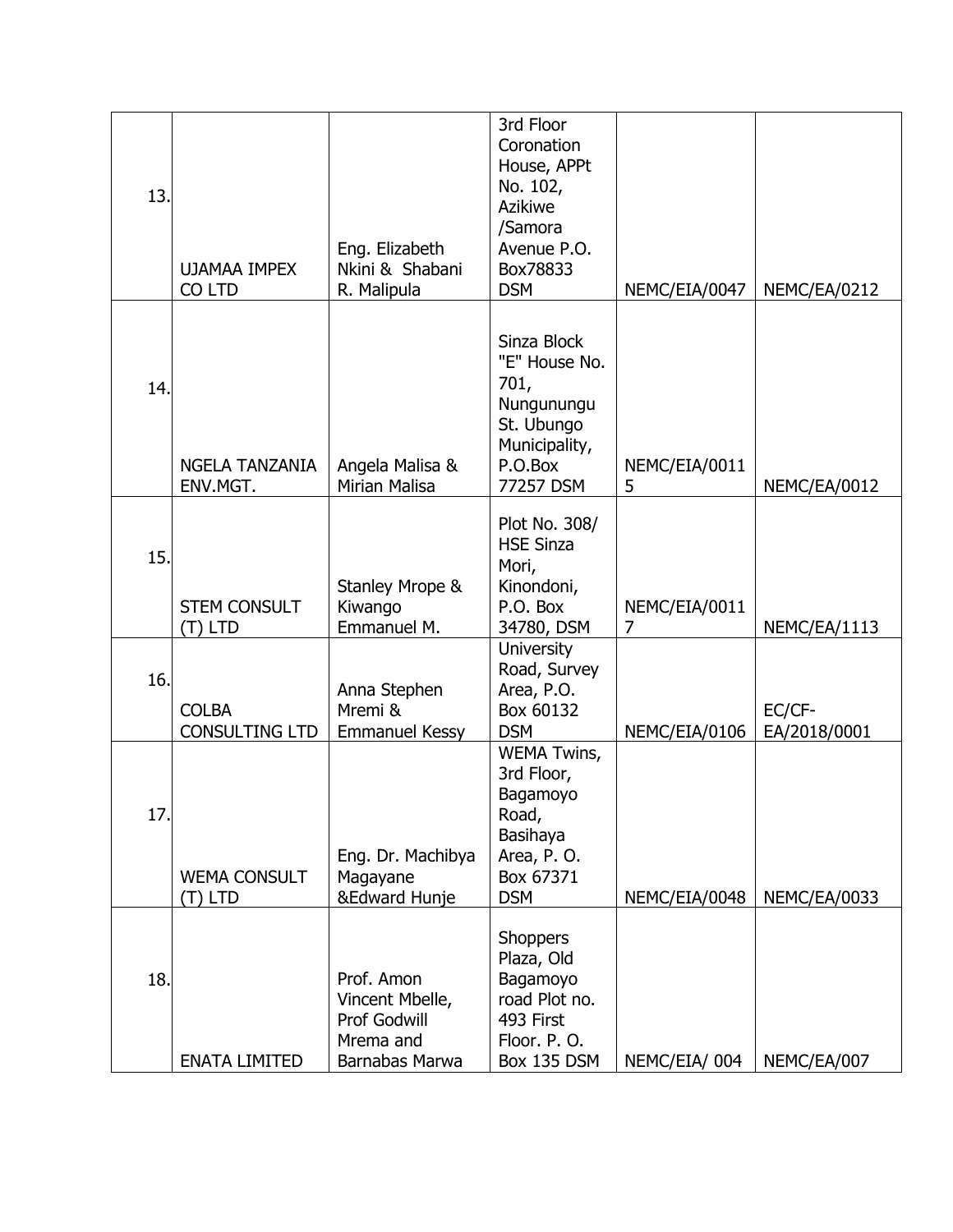| | | | | | |
|---|---|---|---|---|---|
| 13. | UJAMAA IMPEX CO LTD | Eng. Elizabeth Nkini & Shabani R. Malipula | 3rd Floor Coronation House, APPt No. 102, Azikiwe /Samora Avenue P.O. Box78833 DSM | NEMC/EIA/0047 | NEMC/EA/0212 |
| 14. | NGELA TANZANIA ENV.MGT. | Angela Malisa & Mirian Malisa | Sinza Block "E" House No. 701, Nungunungu St. Ubungo Municipality, P.O.Box 77257 DSM | NEMC/EIA/00115 | NEMC/EA/0012 |
| 15. | STEM CONSULT (T) LTD | Stanley Mrope & Kiwango Emmanuel M. | Plot No. 308/ HSE Sinza Mori, Kinondoni, P.O. Box 34780, DSM | NEMC/EIA/00117 | NEMC/EA/1113 |
| 16. | COLBA CONSULTING LTD | Anna Stephen Mremi & Emmanuel Kessy | University Road, Survey Area, P.O. Box 60132 DSM | NEMC/EIA/0106 | EC/CF-EA/2018/0001 |
| 17. | WEMA CONSULT (T) LTD | Eng. Dr. Machibya Magayane &Edward Hunje | WEMA Twins, 3rd Floor, Bagamoyo Road, Basihaya Area, P. O. Box 67371 DSM | NEMC/EIA/0048 | NEMC/EA/0033 |
| 18. | ENATA LIMITED | Prof. Amon Vincent Mbelle, Prof Godwill Mrema and Barnabas Marwa | Shoppers Plaza, Old Bagamoyo road Plot no. 493 First Floor. P. O. Box 135 DSM | NEMC/EIA/ 004 | NEMC/EA/007 |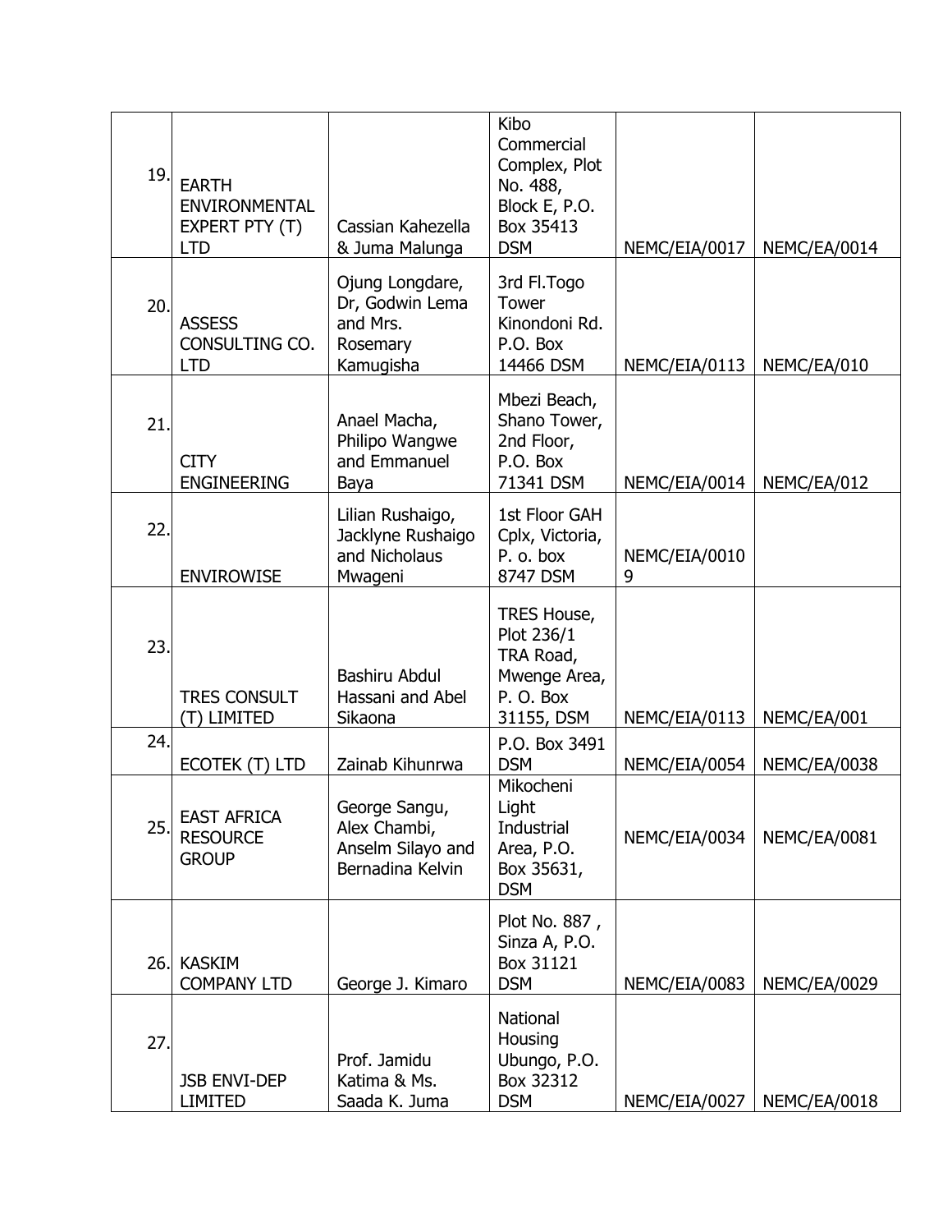| | | | | | |
|---|---|---|---|---|---|
| 19. | EARTH ENVIRONMENTAL EXPERT PTY (T) LTD | Cassian Kahezella & Juma Malunga | Kibo Commercial Complex, Plot No. 488, Block E, P.O. Box 35413 DSM | NEMC/EIA/0017 | NEMC/EA/0014 |
| 20. | ASSESS CONSULTING CO. LTD | Ojung Longdare, Dr, Godwin Lema and Mrs. Rosemary Kamugisha | 3rd Fl.Togo Tower Kinondoni Rd. P.O. Box 14466 DSM | NEMC/EIA/0113 | NEMC/EA/010 |
| 21. | CITY ENGINEERING | Anael Macha, Philipo Wangwe and Emmanuel Baya | Mbezi Beach, Shano Tower, 2nd Floor, P.O. Box 71341 DSM | NEMC/EIA/0014 | NEMC/EA/012 |
| 22. | ENVIROWISE | Lilian Rushaigo, Jacklyne Rushaigo and Nicholaus Mwageni | 1st Floor GAH Cplx, Victoria, P. o. box 8747 DSM | NEMC/EIA/00109 | |
| 23. | TRES CONSULT (T) LIMITED | Bashiru Abdul Hassani and Abel Sikaona | TRES House, Plot 236/1 TRA Road, Mwenge Area, P. O. Box 31155, DSM | NEMC/EIA/0113 | NEMC/EA/001 |
| 24. | ECOTEK (T) LTD | Zainab Kihunrwa | P.O. Box 3491 DSM | NEMC/EIA/0054 | NEMC/EA/0038 |
| 25. | EAST AFRICA RESOURCE GROUP | George Sangu, Alex Chambi, Anselm Silayo and Bernadina Kelvin | Mikocheni Light Industrial Area, P.O. Box 35631, DSM | NEMC/EIA/0034 | NEMC/EA/0081 |
| 26. | KASKIM COMPANY LTD | George J. Kimaro | Plot No. 887 , Sinza A, P.O. Box 31121 DSM | NEMC/EIA/0083 | NEMC/EA/0029 |
| 27. | JSB ENVI-DEP LIMITED | Prof. Jamidu Katima & Ms. Saada K. Juma | National Housing Ubungo, P.O. Box 32312 DSM | NEMC/EIA/0027 | NEMC/EA/0018 |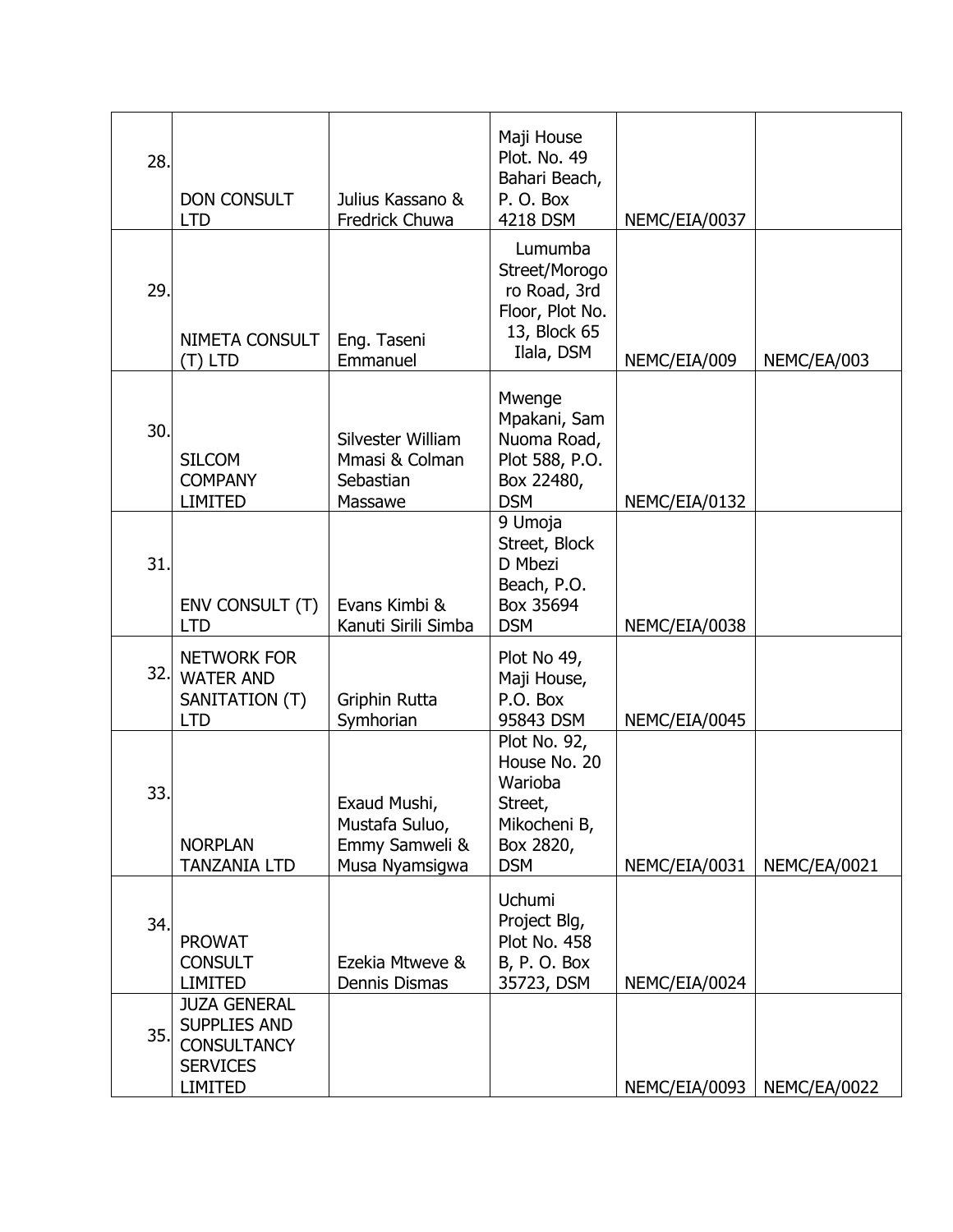| | | | | | |
|---|---|---|---|---|---|
| 28. | DON CONSULT LTD | Julius Kassano & Fredrick Chuwa | Maji House Plot. No. 49 Bahari Beach, P. O. Box 4218 DSM | NEMC/EIA/0037 | |
| 29. | NIMETA CONSULT (T) LTD | Eng. Taseni Emmanuel | Lumumba Street/Morogoro Road, 3rd Floor, Plot No. 13, Block 65 Ilala, DSM | NEMC/EIA/009 | NEMC/EA/003 |
| 30. | SILCOM COMPANY LIMITED | Silvester William Mmasi & Colman Sebastian Massawe | Mwenge Mpakani, Sam Nuoma Road, Plot 588, P.O. Box 22480, DSM | NEMC/EIA/0132 | |
| 31. | ENV CONSULT (T) LTD | Evans Kimbi & Kanuti Sirili Simba | 9 Umoja Street, Block D Mbezi Beach, P.O. Box 35694 DSM | NEMC/EIA/0038 | |
| 32. | NETWORK FOR WATER AND SANITATION (T) LTD | Griphin Rutta Symhorian | Plot No 49, Maji House, P.O. Box 95843 DSM | NEMC/EIA/0045 | |
| 33. | NORPLAN TANZANIA LTD | Exaud Mushi, Mustafa Suluo, Emmy Samweli & Musa Nyamsigwa | Plot No. 92, House No. 20 Warioba Street, Mikocheni B, Box 2820, DSM | NEMC/EIA/0031 | NEMC/EA/0021 |
| 34. | PROWAT CONSULT LIMITED | Ezekia Mtweve & Dennis Dismas | Uchumi Project Blg, Plot No. 458 B, P. O. Box 35723, DSM | NEMC/EIA/0024 | |
| 35. | JUZA GENERAL SUPPLIES AND CONSULTANCY SERVICES LIMITED | | | NEMC/EIA/0093 | NEMC/EA/0022 |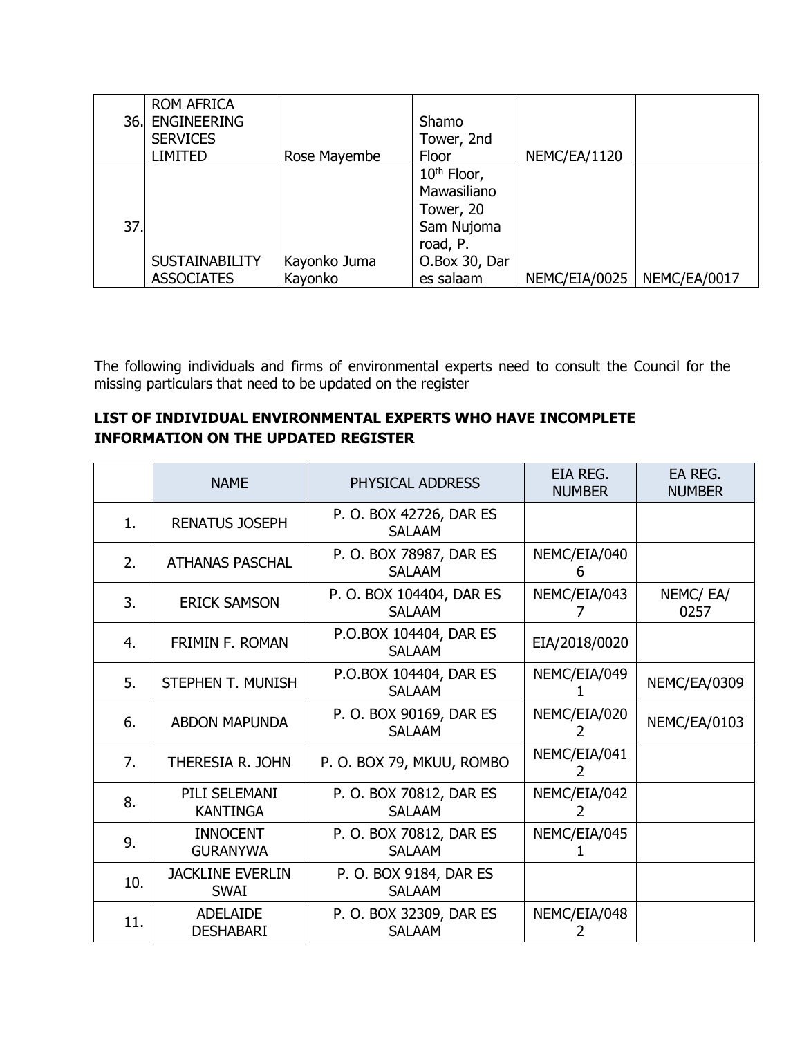| 36. | ROM AFRICA ENGINEERING SERVICES LIMITED | Rose Mayembe | Shamo Tower, 2nd Floor | NEMC/EA/1120 | |
|---|---|---|---|---|---|
| 37. | SUSTAINABILITY ASSOCIATES | Kayonko Juma Kayonko | 10th Floor, Mawasiliano Tower, 20 Sam Nujoma road, P. O.Box 30, Dar es salaam | NEMC/EIA/0025 | NEMC/EA/0017 |

The following individuals and firms of environmental experts need to consult the Council for the missing particulars that need to be updated on the register

**LIST OF INDIVIDUAL ENVIRONMENTAL EXPERTS WHO HAVE INCOMPLETE INFORMATION ON THE UPDATED REGISTER**

| | NAME | PHYSICAL ADDRESS | EIA REG. NUMBER | EA REG. NUMBER |
|---|---|---|---|---|
| 1. | RENATUS JOSEPH | P. O. BOX 42726, DAR ES SALAAM | | |
| 2. | ATHANAS PASCHAL | P. O. BOX 78987, DAR ES SALAAM | NEMC/EIA/0406 | |
| 3. | ERICK SAMSON | P. O. BOX 104404, DAR ES SALAAM | NEMC/EIA/0437 | NEMC/ EA/ 0257 |
| 4. | FRIMIN F. ROMAN | P.O.BOX 104404, DAR ES SALAAM | EIA/2018/0020 | |
| 5. | STEPHEN T. MUNISH | P.O.BOX 104404, DAR ES SALAAM | NEMC/EIA/0491 | NEMC/EA/0309 |
| 6. | ABDON MAPUNDA | P. O. BOX 90169, DAR ES SALAAM | NEMC/EIA/0202 | NEMC/EA/0103 |
| 7. | THERESIA R. JOHN | P. O. BOX 79, MKUU, ROMBO | NEMC/EIA/0412 | |
| 8. | PILI SELEMANI KANTINGA | P. O. BOX 70812, DAR ES SALAAM | NEMC/EIA/0422 | |
| 9. | INNOCENT GURANYWA | P. O. BOX 70812, DAR ES SALAAM | NEMC/EIA/0451 | |
| 10. | JACKLINE EVERLIN SWAI | P. O. BOX 9184, DAR ES SALAAM | | |
| 11. | ADELAIDE DESHABARI | P. O. BOX 32309, DAR ES SALAAM | NEMC/EIA/0482 | |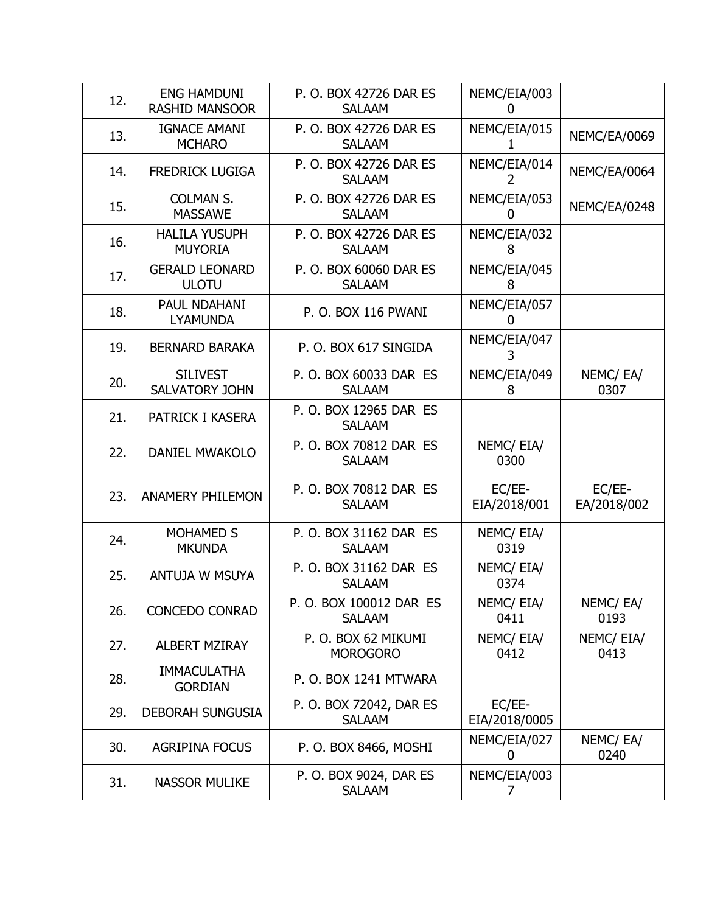| 12. | ENG HAMDUNI RASHID MANSOOR | P. O. BOX 42726 DAR ES SALAAM | NEMC/EIA/0030 | |
|---|---|---|---|---|
| 13. | IGNACE AMANI MCHARO | P. O. BOX 42726 DAR ES SALAAM | NEMC/EIA/0151 | NEMC/EA/0069 |
| 14. | FREDRICK LUGIGA | P. O. BOX 42726 DAR ES SALAAM | NEMC/EIA/0142 | NEMC/EA/0064 |
| 15. | COLMAN S. MASSAWE | P. O. BOX 42726 DAR ES SALAAM | NEMC/EIA/0530 | NEMC/EA/0248 |
| 16. | HALILA YUSUPH MUYORIA | P. O. BOX 42726 DAR ES SALAAM | NEMC/EIA/0328 | |
| 17. | GERALD LEONARD ULOTU | P. O. BOX 60060 DAR ES SALAAM | NEMC/EIA/0458 | |
| 18. | PAUL NDAHANI LYAMUNDA | P. O. BOX 116 PWANI | NEMC/EIA/0570 | |
| 19. | BERNARD BARAKA | P. O. BOX 617 SINGIDA | NEMC/EIA/0473 | |
| 20. | SILIVEST SALVATORY JOHN | P. O. BOX 60033 DAR ES SALAAM | NEMC/EIA/0498 | NEMC/ EA/ 0307 |
| 21. | PATRICK I KASERA | P. O. BOX 12965 DAR ES SALAAM | | |
| 22. | DANIEL MWAKOLO | P. O. BOX 70812 DAR ES SALAAM | NEMC/ EIA/ 0300 | |
| 23. | ANAMERY PHILEMON | P. O. BOX 70812 DAR ES SALAAM | EC/EE-EIA/2018/001 | EC/EE-EA/2018/002 |
| 24. | MOHAMED S MKUNDA | P. O. BOX 31162 DAR ES SALAAM | NEMC/ EIA/ 0319 | |
| 25. | ANTUJA W MSUYA | P. O. BOX 31162 DAR ES SALAAM | NEMC/ EIA/ 0374 | |
| 26. | CONCEDO CONRAD | P. O. BOX 100012 DAR ES SALAAM | NEMC/ EIA/ 0411 | NEMC/ EA/ 0193 |
| 27. | ALBERT MZIRAY | P. O. BOX 62 MIKUMI MOROGORO | NEMC/ EIA/ 0412 | NEMC/ EIA/ 0413 |
| 28. | IMMACULATHA GORDIAN | P. O. BOX 1241 MTWARA | | |
| 29. | DEBORAH SUNGUSIA | P. O. BOX 72042, DAR ES SALAAM | EC/EE-EIA/2018/0005 | |
| 30. | AGRIPINA FOCUS | P. O. BOX 8466, MOSHI | NEMC/EIA/0270 | NEMC/ EA/ 0240 |
| 31. | NASSOR MULIKE | P. O. BOX 9024, DAR ES SALAAM | NEMC/EIA/0037 | |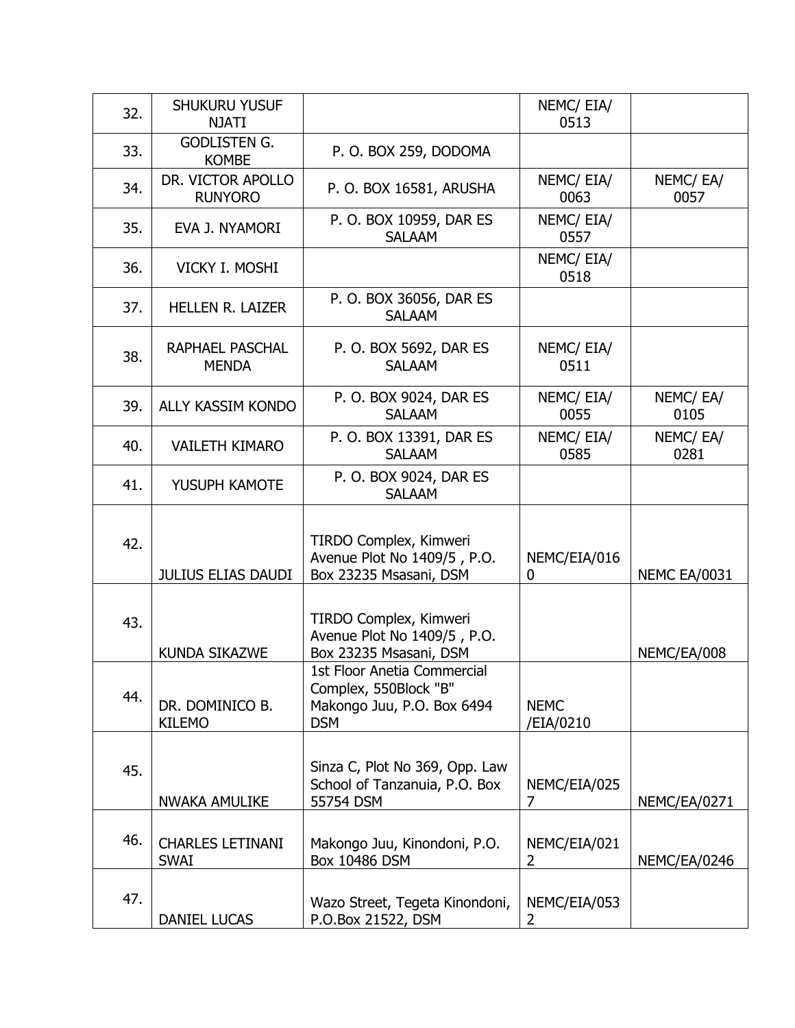| 32. | SHUKURU YUSUF NJATI | | NEMC/ EIA/ 0513 | |
|---|---|---|---|---|
| 33. | GODLISTEN G. KOMBE | P. O. BOX 259, DODOMA | | |
| 34. | DR. VICTOR APOLLO RUNYORO | P. O. BOX 16581, ARUSHA | NEMC/ EIA/ 0063 | NEMC/ EA/ 0057 |
| 35. | EVA J. NYAMORI | P. O. BOX 10959, DAR ES SALAAM | NEMC/ EIA/ 0557 | |
| 36. | VICKY I. MOSHI | | NEMC/ EIA/ 0518 | |
| 37. | HELLEN R. LAIZER | P. O. BOX 36056, DAR ES SALAAM | | |
| 38. | RAPHAEL PASCHAL MENDA | P. O. BOX 5692, DAR ES SALAAM | NEMC/ EIA/ 0511 | |
| 39. | ALLY KASSIM KONDO | P. O. BOX 9024, DAR ES SALAAM | NEMC/ EIA/ 0055 | NEMC/ EA/ 0105 |
| 40. | VAILETH KIMARO | P. O. BOX 13391, DAR ES SALAAM | NEMC/ EIA/ 0585 | NEMC/ EA/ 0281 |
| 41. | YUSUPH KAMOTE | P. O. BOX 9024, DAR ES SALAAM | | |
| 42. | JULIUS ELIAS DAUDI | TIRDO Complex, Kimweri Avenue Plot No 1409/5 , P.O. Box 23235 Msasani, DSM | NEMC/EIA/0160 | NEMC EA/0031 |
| 43. | KUNDA SIKAZWE | TIRDO Complex, Kimweri Avenue Plot No 1409/5 , P.O. Box 23235 Msasani, DSM | | NEMC/EA/008 |
| 44. | DR. DOMINICO B. KILEMO | 1st Floor Anetia Commercial Complex, 550Block "B" Makongo Juu, P.O. Box 6494 DSM | NEMC /EIA/0210 | |
| 45. | NWAKA AMULIKE | Sinza C, Plot No 369, Opp. Law School of Tanzanuia, P.O. Box 55754 DSM | NEMC/EIA/0257 | NEMC/EA/0271 |
| 46. | CHARLES LETINANI SWAI | Makongo Juu, Kinondoni, P.O. Box 10486 DSM | NEMC/EIA/0212 | NEMC/EA/0246 |
| 47. | DANIEL LUCAS | Wazo Street, Tegeta Kinondoni, P.O.Box 21522, DSM | NEMC/EIA/0532 | |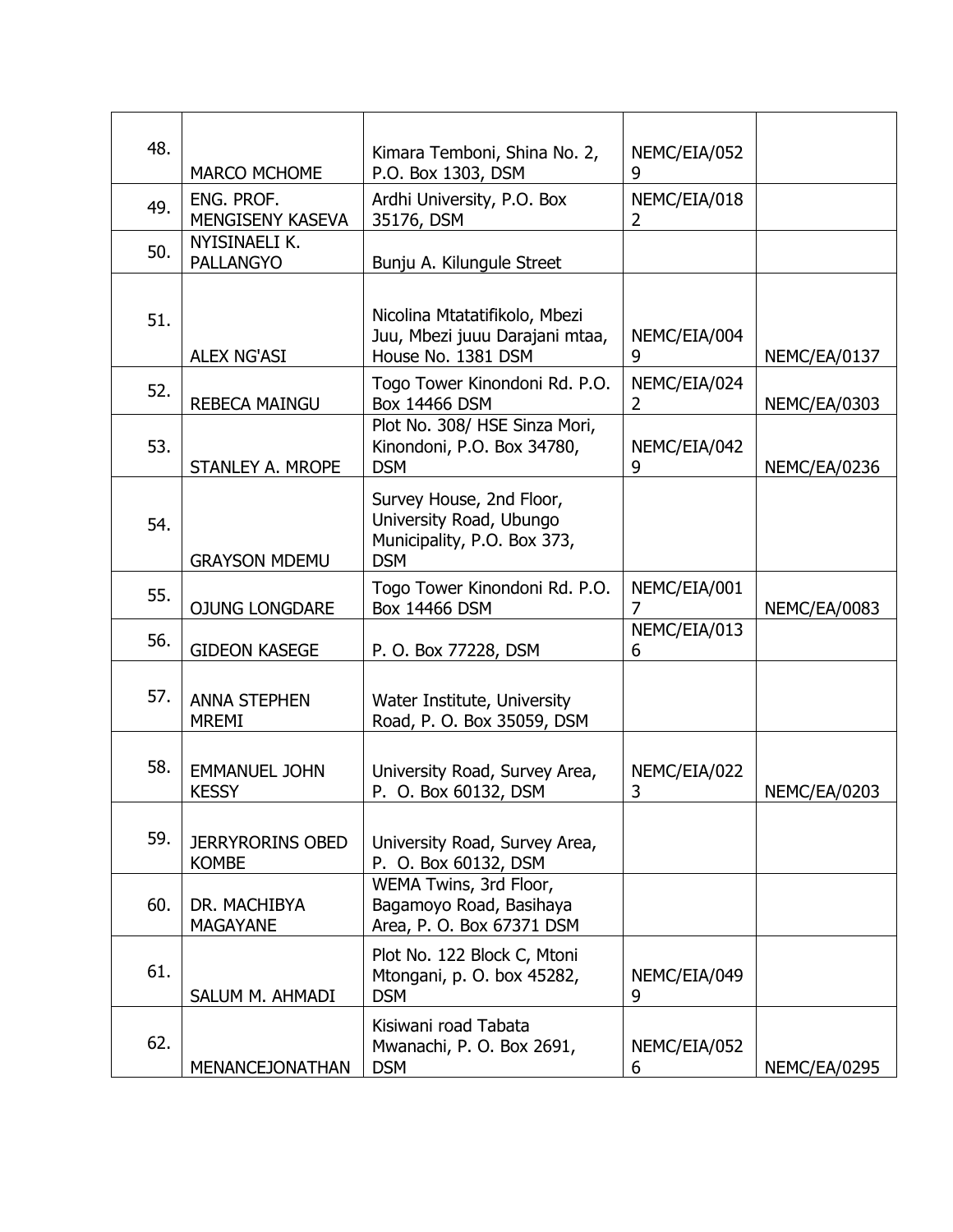| 48. | MARCO MCHOME | Kimara Temboni, Shina No. 2, P.O. Box 1303, DSM | NEMC/EIA/0529 | |
|---|---|---|---|---|
| 49. | ENG. PROF. MENGISENY KASEVA | Ardhi University, P.O. Box 35176, DSM | NEMC/EIA/0182 | |
| 50. | NYISINAELI K. PALLANGYO | Bunju A. Kilungule Street | | |
| 51. | ALEX NG'ASI | Nicolina Mtatatifikolo, Mbezi Juu, Mbezi juuu Darajani mtaa, House No. 1381 DSM | NEMC/EIA/0049 | NEMC/EA/0137 |
| 52. | REBECA MAINGU | Togo Tower Kinondoni Rd. P.O. Box 14466 DSM | NEMC/EIA/0242 | NEMC/EA/0303 |
| 53. | STANLEY A. MROPE | Plot No. 308/ HSE Sinza Mori, Kinondoni, P.O. Box 34780, DSM | NEMC/EIA/0429 | NEMC/EA/0236 |
| 54. | GRAYSON MDEMU | Survey House, 2nd Floor, University Road, Ubungo Municipality, P.O. Box 373, DSM | | |
| 55. | OJUNG LONGDARE | Togo Tower Kinondoni Rd. P.O. Box 14466 DSM | NEMC/EIA/0017 | NEMC/EA/0083 |
| 56. | GIDEON KASEGE | P. O. Box 77228, DSM | NEMC/EIA/0136 | |
| 57. | ANNA STEPHEN MREMI | Water Institute, University Road, P. O. Box 35059, DSM | | |
| 58. | EMMANUEL JOHN KESSY | University Road, Survey Area, P. O. Box 60132, DSM | NEMC/EIA/0223 | NEMC/EA/0203 |
| 59. | JERRYRORINS OBED KOMBE | University Road, Survey Area, P. O. Box 60132, DSM | | |
| 60. | DR. MACHIBYA MAGAYANE | WEMA Twins, 3rd Floor, Bagamoyo Road, Basihaya Area, P. O. Box 67371 DSM | | |
| 61. | SALUM M. AHMADI | Plot No. 122 Block C, Mtoni Mtongani, p. O. box 45282, DSM | NEMC/EIA/0499 | |
| 62. | MENANCEJONATHAN | Kisiwani road Tabata Mwanachi, P. O. Box 2691, DSM | NEMC/EIA/0526 | NEMC/EA/0295 |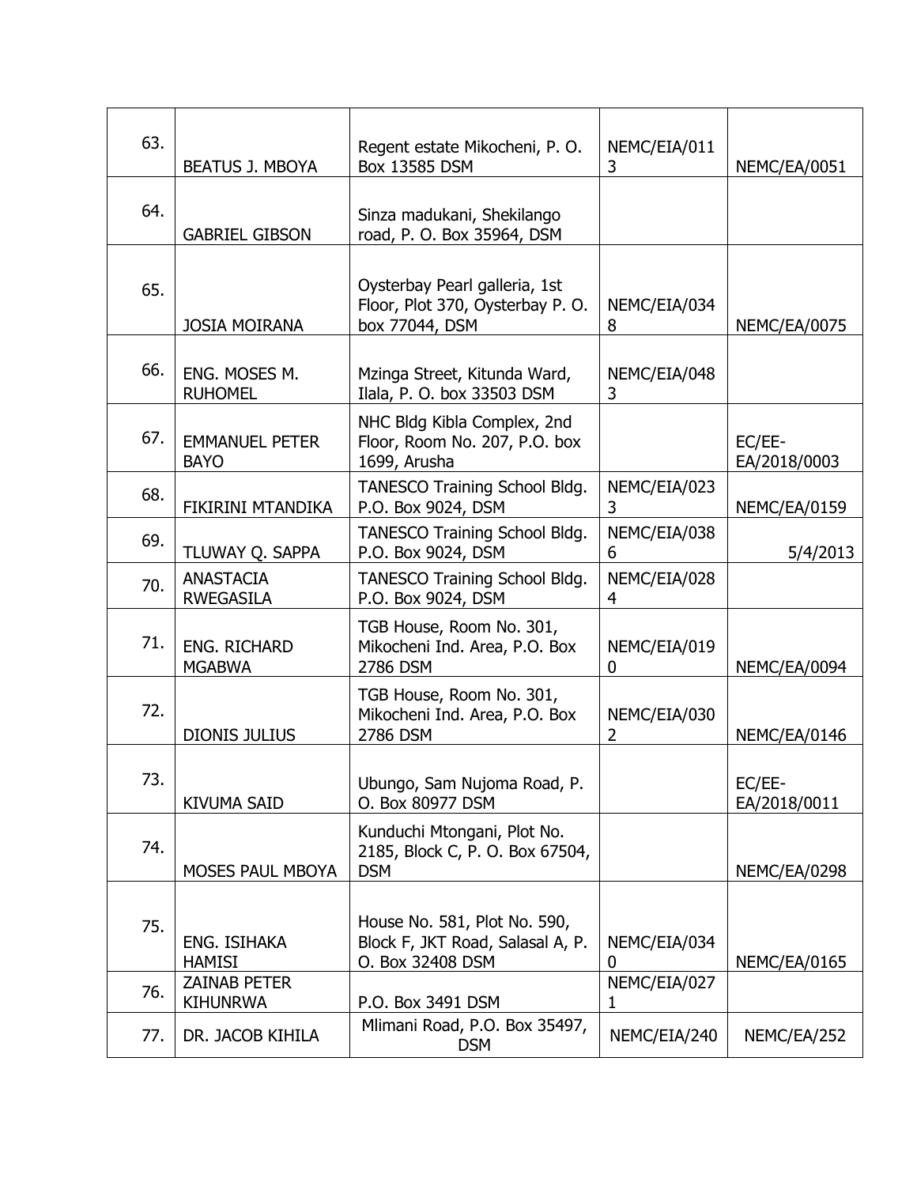| | | | | |
|---|---|---|---|---|
| 63. | BEATUS J. MBOYA | Regent estate Mikocheni, P. O. Box 13585 DSM | NEMC/EIA/0113 | NEMC/EA/0051 |
| 64. | GABRIEL GIBSON | Sinza madukani, Shekilango road, P. O. Box 35964, DSM | | |
| 65. | JOSIA MOIRANA | Oysterbay Pearl galleria, 1st Floor, Plot 370, Oysterbay P. O. box 77044, DSM | NEMC/EIA/0348 | NEMC/EA/0075 |
| 66. | ENG. MOSES M. RUHOMEL | Mzinga Street, Kitunda Ward, Ilala, P. O. box 33503 DSM | NEMC/EIA/0483 | |
| 67. | EMMANUEL PETER BAYO | NHC Bldg Kibla Complex, 2nd Floor, Room No. 207, P.O. box 1699, Arusha | | EC/EE-EA/2018/0003 |
| 68. | FIKIRINI MTANDIKA | TANESCO Training School Bldg. P.O. Box 9024, DSM | NEMC/EIA/0233 | NEMC/EA/0159 |
| 69. | TLUWAY Q. SAPPA | TANESCO Training School Bldg. P.O. Box 9024, DSM | NEMC/EIA/0386 | 5/4/2013 |
| 70. | ANASTACIA RWEGASILA | TANESCO Training School Bldg. P.O. Box 9024, DSM | NEMC/EIA/0284 | |
| 71. | ENG. RICHARD MGABWA | TGB House, Room No. 301, Mikocheni Ind. Area, P.O. Box 2786 DSM | NEMC/EIA/0190 | NEMC/EA/0094 |
| 72. | DIONIS JULIUS | TGB House, Room No. 301, Mikocheni Ind. Area, P.O. Box 2786 DSM | NEMC/EIA/0302 | NEMC/EA/0146 |
| 73. | KIVUMA SAID | Ubungo, Sam Nujoma Road, P. O. Box 80977 DSM | | EC/EE-EA/2018/0011 |
| 74. | MOSES PAUL MBOYA | Kunduchi Mtongani, Plot No. 2185, Block C, P. O. Box 67504, DSM | | NEMC/EA/0298 |
| 75. | ENG. ISIHAKA HAMISI | House No. 581, Plot No. 590, Block F, JKT Road, Salasal A, P. O. Box 32408 DSM | NEMC/EIA/0340 | NEMC/EA/0165 |
| 76. | ZAINAB PETER KIHUNRWA | P.O. Box 3491 DSM | NEMC/EIA/0271 | |
| 77. | DR. JACOB KIHILA | Mlimani Road, P.O. Box 35497, DSM | NEMC/EIA/240 | NEMC/EA/252 |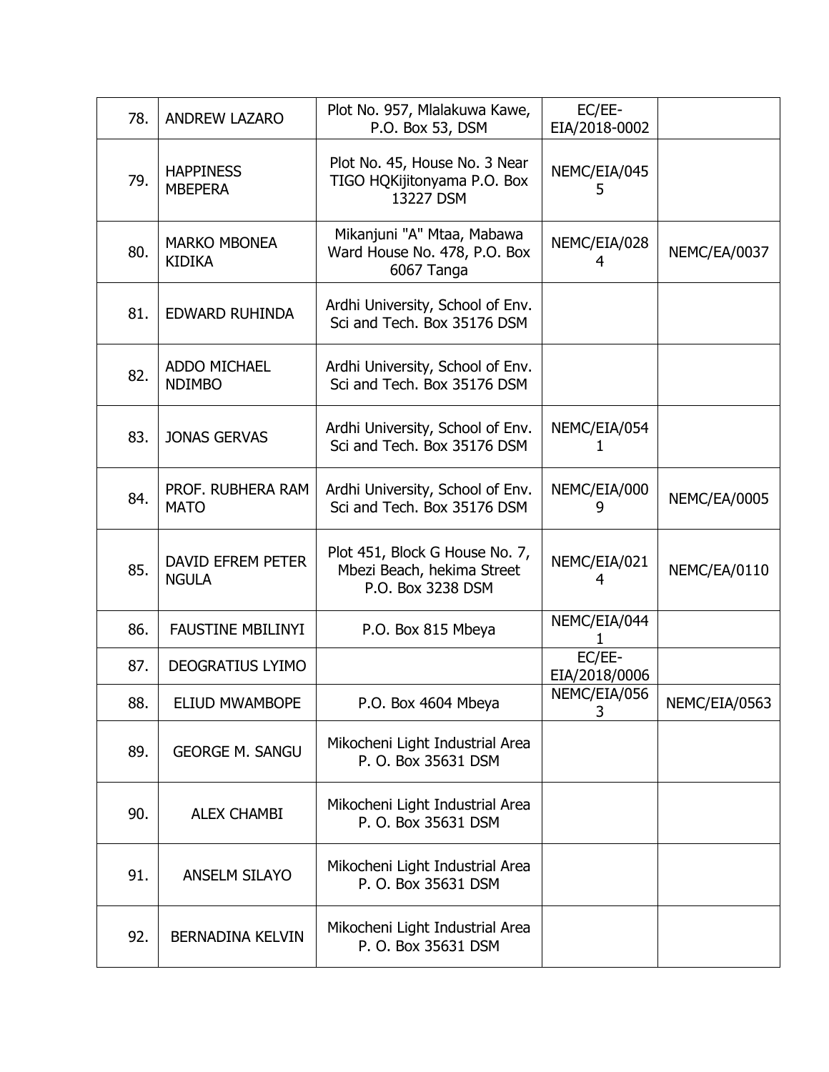| 78. | ANDREW LAZARO | Plot No. 957, Mlalakuwa Kawe, P.O. Box 53, DSM | EC/EE-EIA/2018-0002 | |
|---|---|---|---|---|
| 79. | HAPPINESS MBEPERA | Plot No. 45, House No. 3 Near TIGO HQKijitonyama P.O. Box 13227 DSM | NEMC/EIA/0455 | |
| 80. | MARKO MBONEA KIDIKA | Mikanjuni "A" Mtaa, Mabawa Ward House No. 478, P.O. Box 6067 Tanga | NEMC/EIA/0284 | NEMC/EA/0037 |
| 81. | EDWARD RUHINDA | Ardhi University, School of Env. Sci and Tech. Box 35176 DSM | | |
| 82. | ADDO MICHAEL NDIMBO | Ardhi University, School of Env. Sci and Tech. Box 35176 DSM | | |
| 83. | JONAS GERVAS | Ardhi University, School of Env. Sci and Tech. Box 35176 DSM | NEMC/EIA/0541 | |
| 84. | PROF. RUBHERA RAM MATO | Ardhi University, School of Env. Sci and Tech. Box 35176 DSM | NEMC/EIA/0009 | NEMC/EA/0005 |
| 85. | DAVID EFREM PETER NGULA | Plot 451, Block G House No. 7, Mbezi Beach, hekima Street P.O. Box 3238 DSM | NEMC/EIA/0214 | NEMC/EA/0110 |
| 86. | FAUSTINE MBILINYI | P.O. Box 815 Mbeya | NEMC/EIA/0441 | |
| 87. | DEOGRATIUS LYIMO | | EC/EE-EIA/2018/0006 | |
| 88. | ELIUD MWAMBOPE | P.O. Box 4604 Mbeya | NEMC/EIA/0563 | NEMC/EIA/0563 |
| 89. | GEORGE M. SANGU | Mikocheni Light Industrial Area P. O. Box 35631 DSM | | |
| 90. | ALEX CHAMBI | Mikocheni Light Industrial Area P. O. Box 35631 DSM | | |
| 91. | ANSELM SILAYO | Mikocheni Light Industrial Area P. O. Box 35631 DSM | | |
| 92. | BERNADINA KELVIN | Mikocheni Light Industrial Area P. O. Box 35631 DSM | | |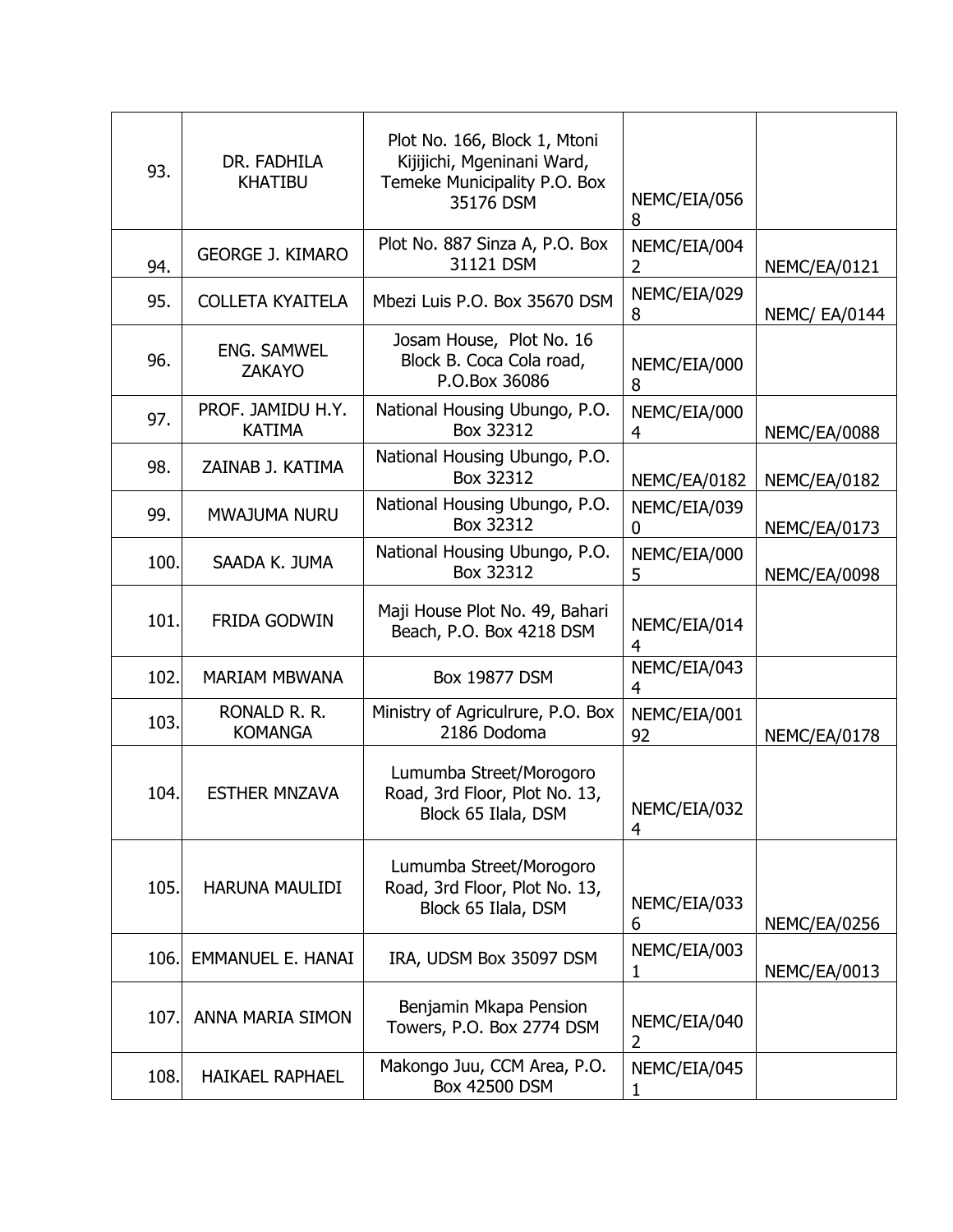| 93. | DR. FADHILA KHATIBU | Plot No. 166, Block 1, Mtoni Kijijichi, Mgeninani Ward, Temeke Municipality P.O. Box 35176 DSM | NEMC/EIA/0568 | |
|---|---|---|---|---|
| 94. | GEORGE J. KIMARO | Plot No. 887 Sinza A, P.O. Box 31121 DSM | NEMC/EIA/0042 | NEMC/EA/0121 |
| 95. | COLLETA KYAITELA | Mbezi Luis P.O. Box 35670 DSM | NEMC/EIA/0298 | NEMC/ EA/0144 |
| 96. | ENG. SAMWEL ZAKAYO | Josam House, Plot No. 16 Block B. Coca Cola road, P.O.Box 36086 | NEMC/EIA/0008 | |
| 97. | PROF. JAMIDU H.Y. KATIMA | National Housing Ubungo, P.O. Box 32312 | NEMC/EIA/0004 | NEMC/EA/0088 |
| 98. | ZAINAB J. KATIMA | National Housing Ubungo, P.O. Box 32312 | NEMC/EA/0182 | NEMC/EA/0182 |
| 99. | MWAJUMA NURU | National Housing Ubungo, P.O. Box 32312 | NEMC/EIA/0390 | NEMC/EA/0173 |
| 100. | SAADA K. JUMA | National Housing Ubungo, P.O. Box 32312 | NEMC/EIA/0005 | NEMC/EA/0098 |
| 101. | FRIDA GODWIN | Maji House Plot No. 49, Bahari Beach, P.O. Box 4218 DSM | NEMC/EIA/0144 | |
| 102. | MARIAM MBWANA | Box 19877 DSM | NEMC/EIA/0434 | |
| 103. | RONALD R. R. KOMANGA | Ministry of Agriculrure, P.O. Box 2186 Dodoma | NEMC/EIA/00192 | NEMC/EA/0178 |
| 104. | ESTHER MNZAVA | Lumumba Street/Morogoro Road, 3rd Floor, Plot No. 13, Block 65 Ilala, DSM | NEMC/EIA/0324 | |
| 105. | HARUNA MAULIDI | Lumumba Street/Morogoro Road, 3rd Floor, Plot No. 13, Block 65 Ilala, DSM | NEMC/EIA/0336 | NEMC/EA/0256 |
| 106. | EMMANUEL E. HANAI | IRA, UDSM Box 35097 DSM | NEMC/EIA/0031 | NEMC/EA/0013 |
| 107. | ANNA MARIA SIMON | Benjamin Mkapa Pension Towers, P.O. Box 2774 DSM | NEMC/EIA/0402 | |
| 108. | HAIKAEL RAPHAEL | Makongo Juu, CCM Area, P.O. Box 42500 DSM | NEMC/EIA/0451 | |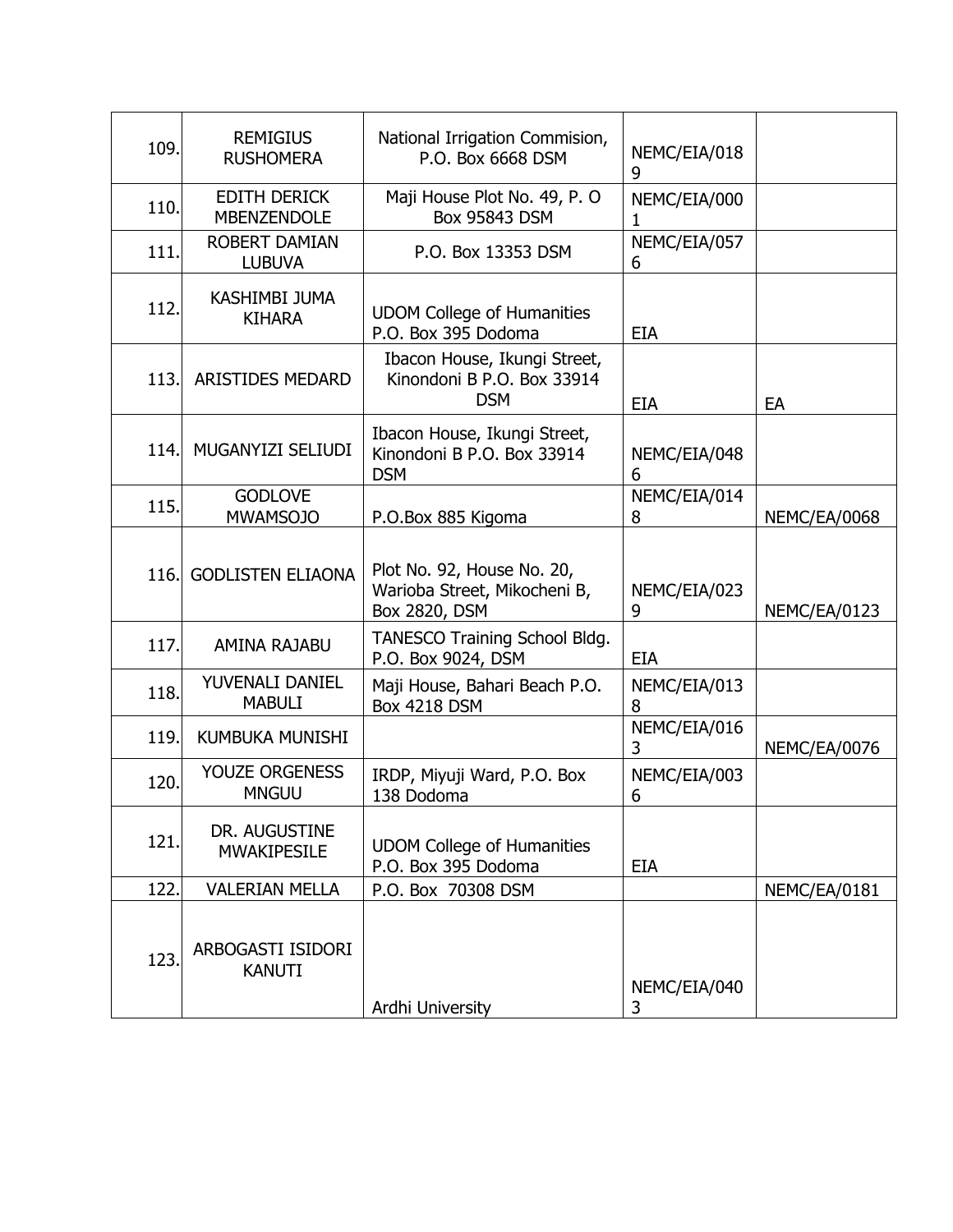| | | | | |
|---|---|---|---|---|
| 109. | REMIGIUS RUSHOMERA | National Irrigation Commision, P.O. Box 6668 DSM | NEMC/EIA/0189 | |
| 110. | EDITH DERICK MBENZENDOLE | Maji House Plot No. 49, P. O Box 95843 DSM | NEMC/EIA/0001 | |
| 111. | ROBERT DAMIAN LUBUVA | P.O. Box 13353 DSM | NEMC/EIA/0576 | |
| 112. | KASHIMBI JUMA KIHARA | UDOM College of Humanities P.O. Box 395 Dodoma | EIA | |
| 113. | ARISTIDES MEDARD | Ibacon House, Ikungi Street, Kinondoni B P.O. Box 33914 DSM | EIA | EA |
| 114. | MUGANYIZI SELIUDI | Ibacon House, Ikungi Street, Kinondoni B P.O. Box 33914 DSM | NEMC/EIA/0486 | |
| 115. | GODLOVE MWAMSOJO | P.O.Box 885 Kigoma | NEMC/EIA/0148 | NEMC/EA/0068 |
| 116. | GODLISTEN ELIAONA | Plot No. 92, House No. 20, Warioba Street, Mikocheni B, Box 2820, DSM | NEMC/EIA/0239 | NEMC/EA/0123 |
| 117. | AMINA RAJABU | TANESCO Training School Bldg. P.O. Box 9024, DSM | EIA | |
| 118. | YUVENALI DANIEL MABULI | Maji House, Bahari Beach P.O. Box 4218 DSM | NEMC/EIA/0138 | |
| 119. | KUMBUKA MUNISHI | | NEMC/EIA/0163 | NEMC/EA/0076 |
| 120. | YOUZE ORGENESS MNGUU | IRDP, Miyuji Ward, P.O. Box 138 Dodoma | NEMC/EIA/0036 | |
| 121. | DR. AUGUSTINE MWAKIPESILE | UDOM College of Humanities P.O. Box 395 Dodoma | EIA | |
| 122. | VALERIAN MELLA | P.O. Box 70308 DSM | | NEMC/EA/0181 |
| 123. | ARBOGASTI ISIDORI KANUTI | Ardhi University | NEMC/EIA/0403 | |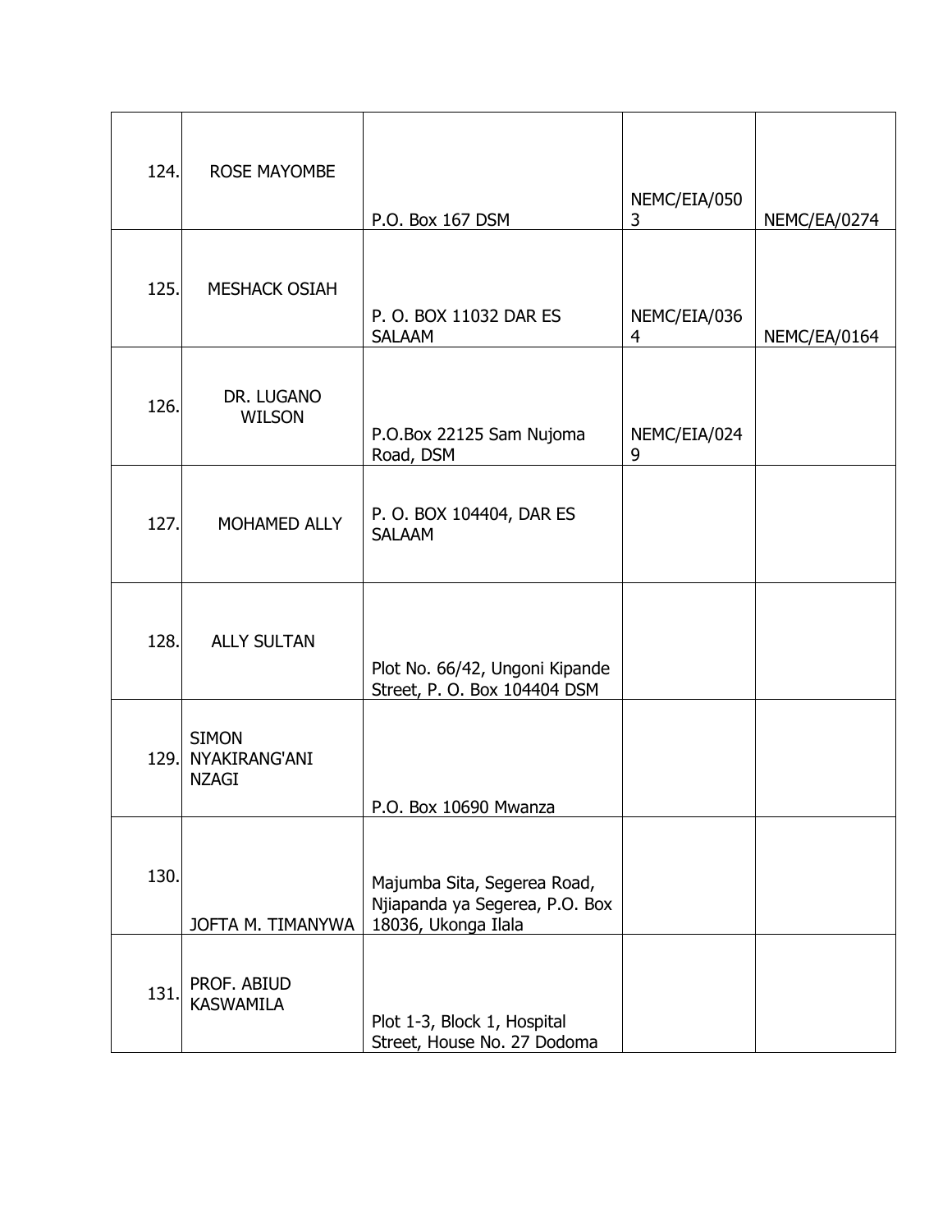| | | | | |
|---|---|---|---|---|
| 124. | ROSE MAYOMBE | P.O. Box 167 DSM | NEMC/EIA/0503 | NEMC/EA/0274 |
| 125. | MESHACK OSIAH | P. O. BOX 11032 DAR ES SALAAM | NEMC/EIA/0364 | NEMC/EA/0164 |
| 126. | DR. LUGANO WILSON | P.O.Box 22125 Sam Nujoma Road, DSM | NEMC/EIA/0249 | |
| 127. | MOHAMED ALLY | P. O. BOX 104404, DAR ES SALAAM | | |
| 128. | ALLY SULTAN | Plot No. 66/42, Ungoni Kipande Street, P. O. Box 104404 DSM | | |
| 129. | SIMON NYAKIRANG'ANI NZAGI | P.O. Box 10690 Mwanza | | |
| 130. | JOFTA M. TIMANYWA | Majumba Sita, Segerea Road, Njiapanda ya Segerea, P.O. Box 18036, Ukonga Ilala | | |
| 131. | PROF. ABIUD KASWAMILA | Plot 1-3, Block 1, Hospital Street, House No. 27 Dodoma | | |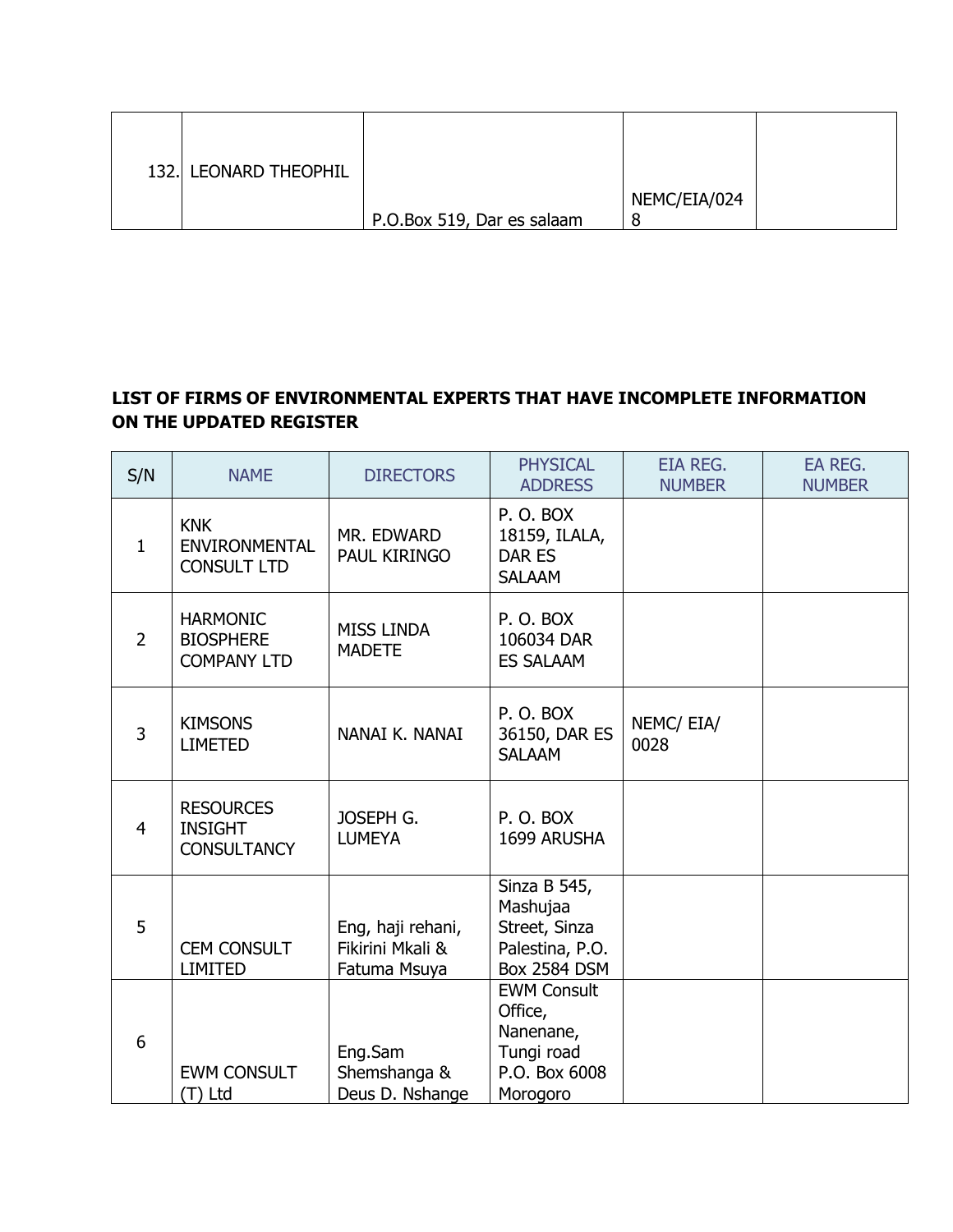| 132. | LEONARD THEOPHIL | P.O.Box 519, Dar es salaam | NEMC/EIA/0248 | |
|---|---|---|---|---|

**LIST OF FIRMS OF ENVIRONMENTAL EXPERTS THAT HAVE INCOMPLETE INFORMATION ON THE UPDATED REGISTER**

| S/N | NAME | DIRECTORS | PHYSICAL ADDRESS | EIA REG. NUMBER | EA REG. NUMBER |
|---|---|---|---|---|---|
| 1 | KNK ENVIRONMENTAL CONSULT LTD | MR. EDWARD PAUL KIRINGO | P. O. BOX 18159, ILALA, DAR ES SALAAM | | |
| 2 | HARMONIC BIOSPHERE COMPANY LTD | MISS LINDA MADETE | P. O. BOX 106034 DAR ES SALAAM | | |
| 3 | KIMSONS LIMETED | NANAI K. NANAI | P. O. BOX 36150, DAR ES SALAAM | NEMC/ EIA/ 0028 | |
| 4 | RESOURCES INSIGHT CONSULTANCY | JOSEPH G. LUMEYA | P. O. BOX 1699 ARUSHA | | |
| 5 | CEM CONSULT LIMITED | Eng, haji rehani, Fikirini Mkali & Fatuma Msuya | Sinza B 545, Mashujaa Street, Sinza Palestina, P.O. Box 2584 DSM | | |
| 6 | EWM CONSULT (T) Ltd | Eng.Sam Shemshanga & Deus D. Nshange | EWM Consult Office, Nanenane, Tungi road P.O. Box 6008 Morogoro | | |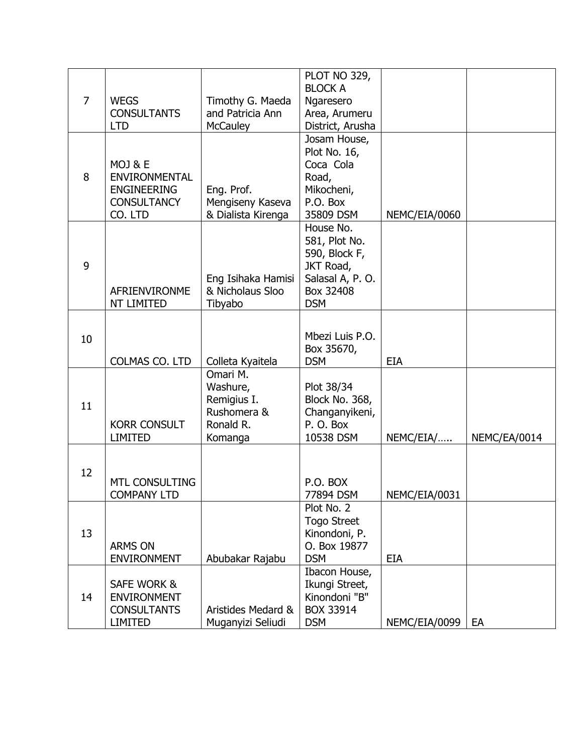| 7 | WEGS CONSULTANTS LTD | Timothy G. Maeda and Patricia Ann McCauley | PLOT NO 329, BLOCK A Ngaresero Area, Arumeru District, Arusha | | |
|---|---|---|---|---|---|
| 8 | MOJ & E ENVIRONMENTAL ENGINEERING CONSULTANCY CO. LTD | Eng. Prof. Mengiseny Kaseva & Dialista Kirenga | Josam House, Plot No. 16, Coca Cola Road, Mikocheni, P.O. Box 35809 DSM | NEMC/EIA/0060 | |
| 9 | AFRIENVIRONMENT LIMITED | Eng Isihaka Hamisi & Nicholaus Sloo Tibyabo | House No. 581, Plot No. 590, Block F, JKT Road, Salasal A, P. O. Box 32408 DSM | | |
| 10 | COLMAS CO. LTD | Colleta Kyaitela | Mbezi Luis P.O. Box 35670, DSM | EIA | |
| 11 | KORR CONSULT LIMITED | Omari M. Washure, Remigius I. Rushomera & Ronald R. Komanga | Plot 38/34 Block No. 368, Changanyikeni, P. O. Box 10538 DSM | NEMC/EIA/….. | NEMC/EA/0014 |
| 12 | MTL CONSULTING COMPANY LTD | | P.O. BOX 77894 DSM | NEMC/EIA/0031 | |
| 13 | ARMS ON ENVIRONMENT | Abubakar Rajabu | Plot No. 2 Togo Street Kinondoni, P. O. Box 19877 DSM | EIA | |
| 14 | SAFE WORK & ENVIRONMENT CONSULTANTS LIMITED | Aristides Medard & Muganyizi Seliudi | Ibacon House, Ikungi Street, Kinondoni "B" BOX 33914 DSM | NEMC/EIA/0099 | EA |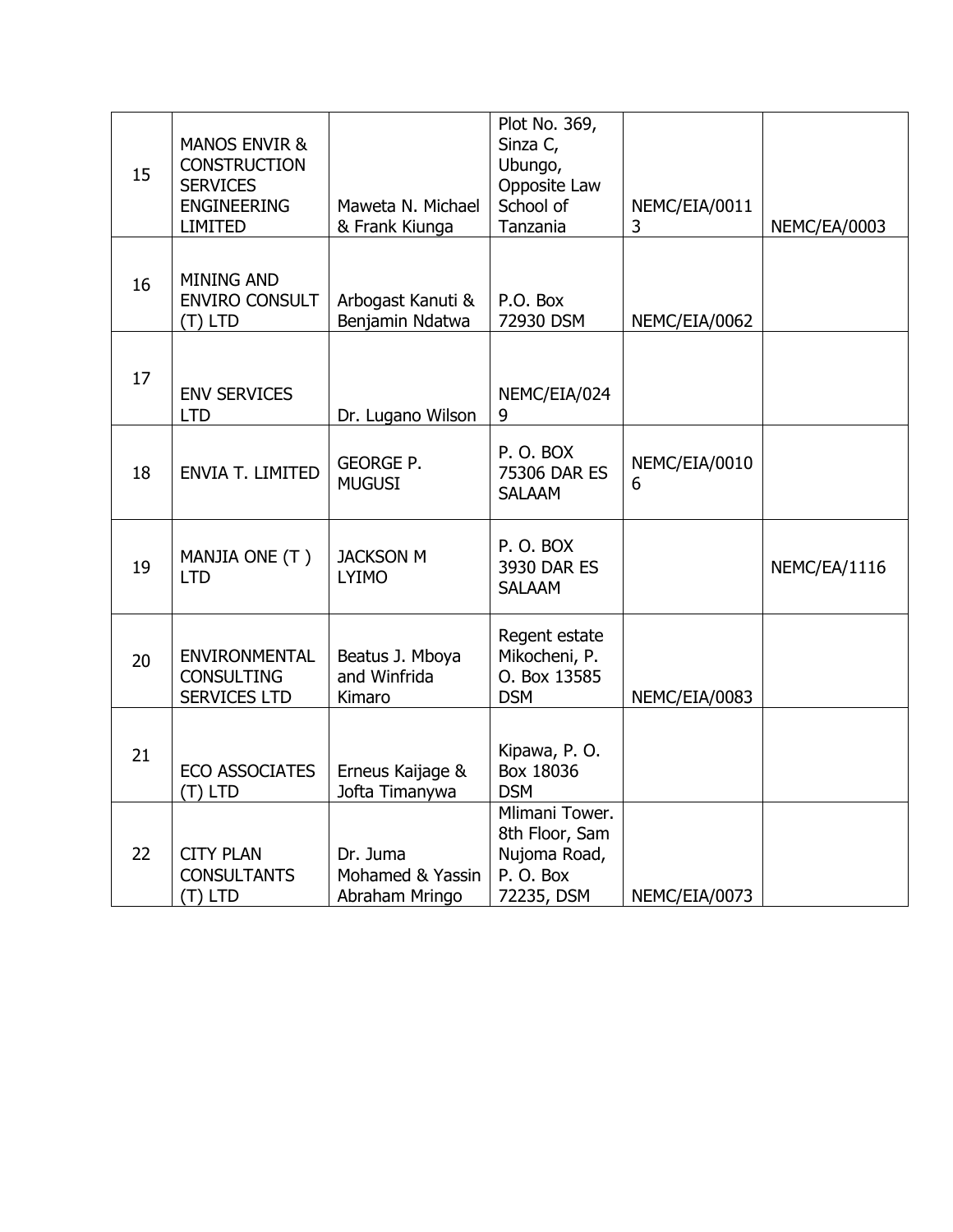| | | | | | |
|---|---|---|---|---|---|
| 15 | MANOS ENVIR & CONSTRUCTION SERVICES ENGINEERING LIMITED | Maweta N. Michael & Frank Kiunga | Plot No. 369, Sinza C, Ubungo, Opposite Law School of Tanzania | NEMC/EIA/00113 | NEMC/EA/0003 |
| 16 | MINING AND ENVIRO CONSULT (T) LTD | Arbogast Kanuti & Benjamin Ndatwa | P.O. Box 72930 DSM | NEMC/EIA/0062 | |
| 17 | ENV SERVICES LTD | Dr. Lugano Wilson | NEMC/EIA/0249 | | |
| 18 | ENVIA T. LIMITED | GEORGE P. MUGUSI | P. O. BOX 75306 DAR ES SALAAM | NEMC/EIA/00106 | |
| 19 | MANJIA ONE (T ) LTD | JACKSON M LYIMO | P. O. BOX 3930 DAR ES SALAAM | | NEMC/EA/1116 |
| 20 | ENVIRONMENTAL CONSULTING SERVICES LTD | Beatus J. Mboya and Winfrida Kimaro | Regent estate Mikocheni, P. O. Box 13585 DSM | NEMC/EIA/0083 | |
| 21 | ECO ASSOCIATES (T) LTD | Erneus Kaijage & Jofta Timanywa | Kipawa, P. O. Box 18036 DSM | | |
| 22 | CITY PLAN CONSULTANTS (T) LTD | Dr. Juma Mohamed & Yassin Abraham Mringo | Mlimani Tower. 8th Floor, Sam Nujoma Road, P. O. Box 72235, DSM | NEMC/EIA/0073 | |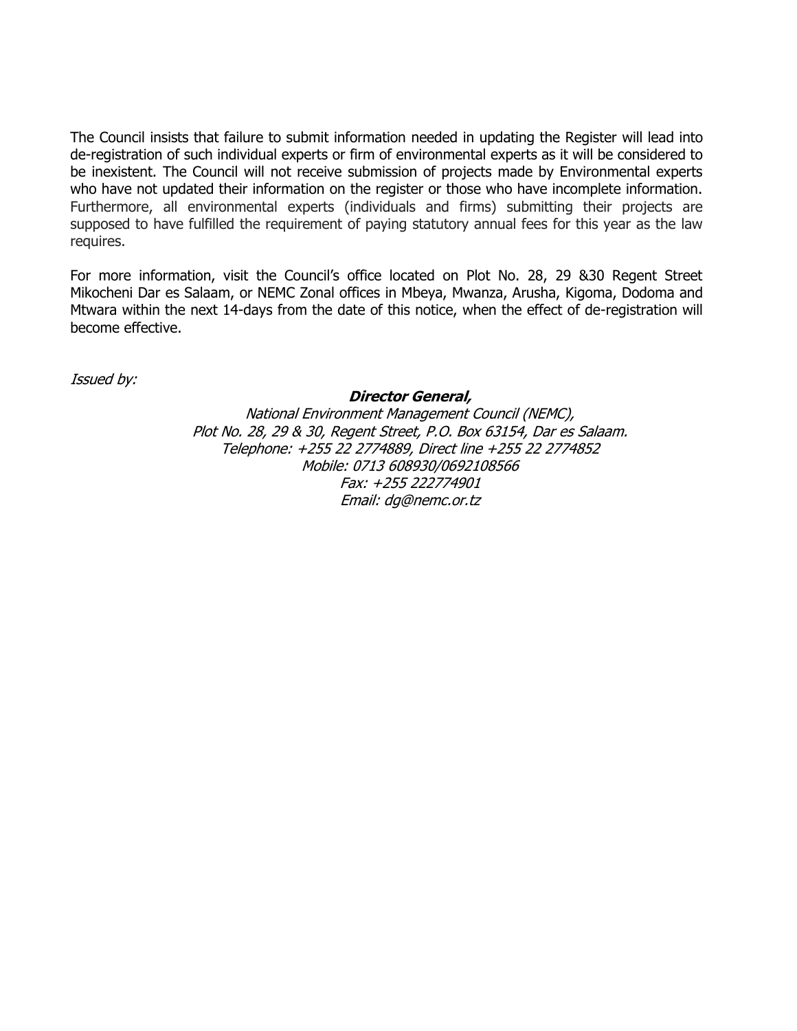The Council insists that failure to submit information needed in updating the Register will lead into de-registration of such individual experts or firm of environmental experts as it will be considered to be inexistent. The Council will not receive submission of projects made by Environmental experts who have not updated their information on the register or those who have incomplete information. Furthermore, all environmental experts (individuals and firms) submitting their projects are supposed to have fulfilled the requirement of paying statutory annual fees for this year as the law requires.

For more information, visit the Council's office located on Plot No. 28, 29 &30 Regent Street Mikocheni Dar es Salaam, or NEMC Zonal offices in Mbeya, Mwanza, Arusha, Kigoma, Dodoma and Mtwara within the next 14-days from the date of this notice, when the effect of de-registration will become effective.

*Issued by:*

***Director General,***
*National Environment Management Council (NEMC),*
*Plot No. 28, 29 & 30, Regent Street, P.O. Box 63154, Dar es Salaam.*
*Telephone: +255 22 2774889, Direct line +255 22 2774852*
*Mobile: 0713 608930/0692108566*
*Fax: +255 222774901*
*Email: dg@nemc.or.tz*